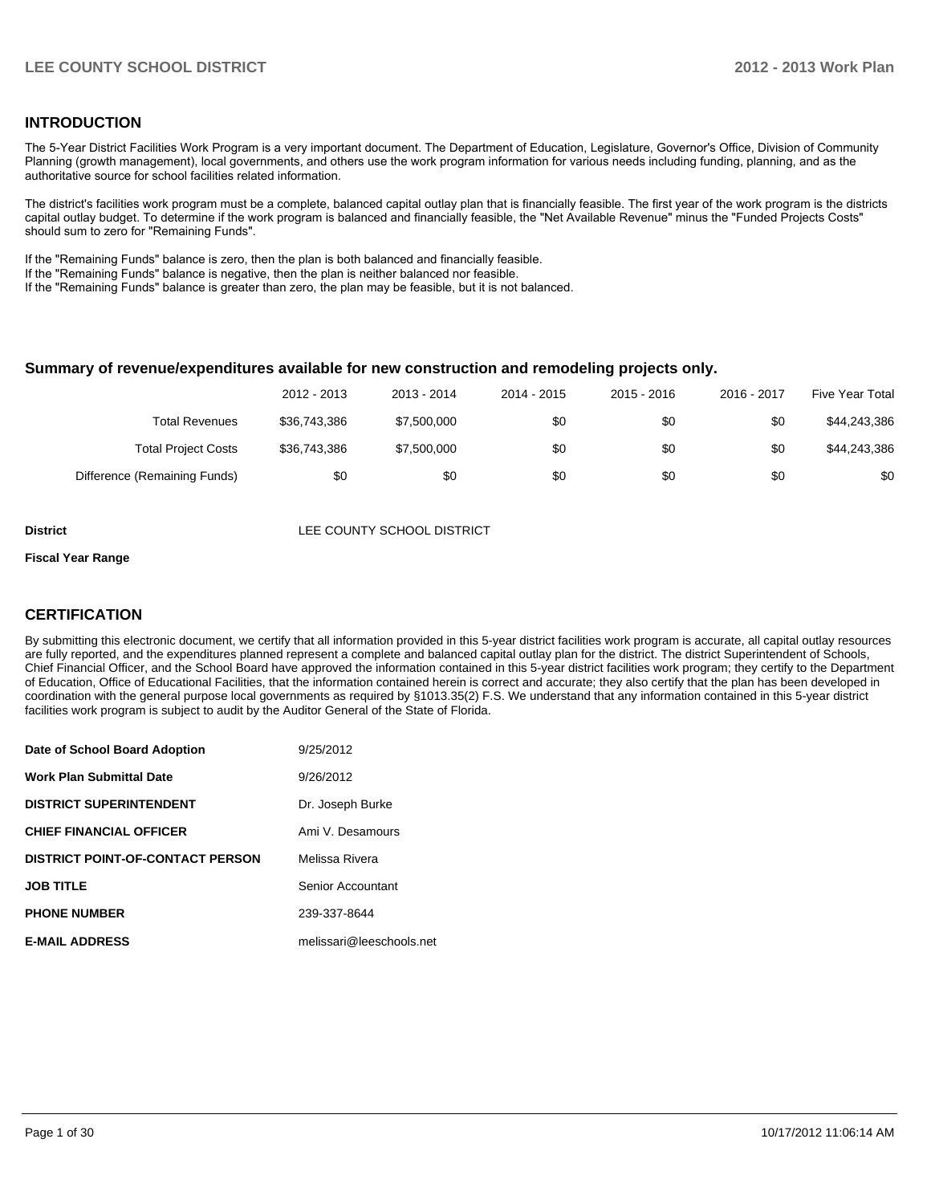## INTRODUCTION

The 5-Year District Facilities Work Program is a very important document. The Department of Education, Legislature, Governor's Office, Division of Community Planning (growth management), local governments, and others use the work program information for various needs including funding, planning, and as the authoritative source for school facilities related information.

The district's facilities work program must be a complete, balanced capital outlay plan that is financially feasible. The first year of the work program is the districts capital outlay budget. To determine if the work program is balanced and financially feasible, the "Net Available Revenue" minus the "Funded Projects Costs" should sum to zero for "Remaining Funds".

If the "Remaining Funds" balance is zero, then the plan is both balanced and financially feasible.
If the "Remaining Funds" balance is negative, then the plan is neither balanced nor feasible.
If the "Remaining Funds" balance is greater than zero, the plan may be feasible, but it is not balanced.

### Summary of revenue/expenditures available for new construction and remodeling projects only.

| | 2012 - 2013 | 2013 - 2014 | 2014 - 2015 | 2015 - 2016 | 2016 - 2017 | Five Year Total |
|---|---|---|---|---|---|---|
| Total Revenues | $36,743,386 | $7,500,000 | $0 | $0 | $0 | $44,243,386 |
| Total Project Costs | $36,743,386 | $7,500,000 | $0 | $0 | $0 | $44,243,386 |
| Difference (Remaining Funds) | $0 | $0 | $0 | $0 | $0 | $0 |

**District** LEE COUNTY SCHOOL DISTRICT

**Fiscal Year Range**

## CERTIFICATION

By submitting this electronic document, we certify that all information provided in this 5-year district facilities work program is accurate, all capital outlay resources are fully reported, and the expenditures planned represent a complete and balanced capital outlay plan for the district. The district Superintendent of Schools, Chief Financial Officer, and the School Board have approved the information contained in this 5-year district facilities work program; they certify to the Department of Education, Office of Educational Facilities, that the information contained herein is correct and accurate; they also certify that the plan has been developed in coordination with the general purpose local governments as required by §1013.35(2) F.S. We understand that any information contained in this 5-year district facilities work program is subject to audit by the Auditor General of the State of Florida.

| | |
|---|---|
| **Date of School Board Adoption** | 9/25/2012 |
| **Work Plan Submittal Date** | 9/26/2012 |
| **DISTRICT SUPERINTENDENT** | Dr. Joseph Burke |
| **CHIEF FINANCIAL OFFICER** | Ami V. Desamours |
| **DISTRICT POINT-OF-CONTACT PERSON** | Melissa Rivera |
| **JOB TITLE** | Senior Accountant |
| **PHONE NUMBER** | 239-337-8644 |
| **E-MAIL ADDRESS** | melissari@leeschools.net |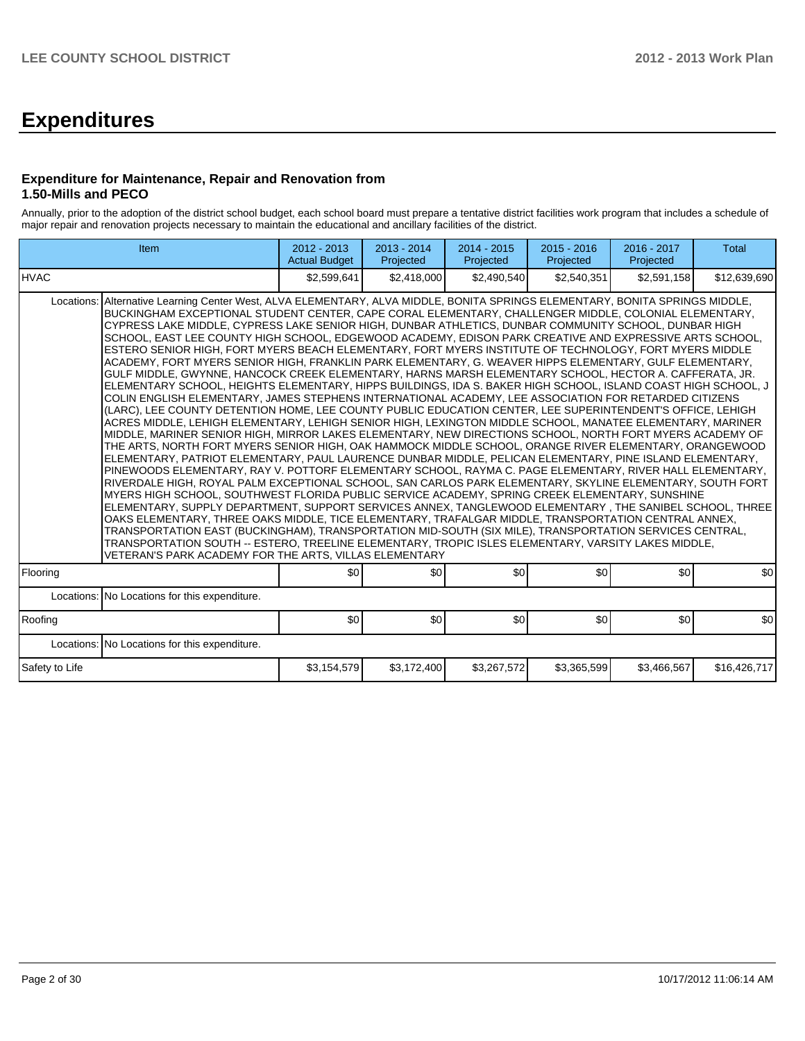# Expenditures

### Expenditure for Maintenance, Repair and Renovation from 1.50-Mills and PECO

Annually, prior to the adoption of the district school budget, each school board must prepare a tentative district facilities work program that includes a schedule of major repair and renovation projects necessary to maintain the educational and ancillary facilities of the district.

| Item | | 2012 - 2013 Actual Budget | 2013 - 2014 Projected | 2014 - 2015 Projected | 2015 - 2016 Projected | 2016 - 2017 Projected | Total |
|---|---|---|---|---|---|---|---|
| HVAC | | $2,599,641 | $2,418,000 | $2,490,540 | $2,540,351 | $2,591,158 | $12,639,690 |
| Locations: | Alternative Learning Center West, ALVA ELEMENTARY, ALVA MIDDLE, BONITA SPRINGS ELEMENTARY, BONITA SPRINGS MIDDLE, BUCKINGHAM EXCEPTIONAL STUDENT CENTER, CAPE CORAL ELEMENTARY, CHALLENGER MIDDLE, COLONIAL ELEMENTARY, CYPRESS LAKE MIDDLE, CYPRESS LAKE SENIOR HIGH, DUNBAR ATHLETICS, DUNBAR COMMUNITY SCHOOL, DUNBAR HIGH SCHOOL, EAST LEE COUNTY HIGH SCHOOL, EDGEWOOD ACADEMY, EDISON PARK CREATIVE AND EXPRESSIVE ARTS SCHOOL, ESTERO SENIOR HIGH, FORT MYERS BEACH ELEMENTARY, FORT MYERS INSTITUTE OF TECHNOLOGY, FORT MYERS MIDDLE ACADEMY, FORT MYERS SENIOR HIGH, FRANKLIN PARK ELEMENTARY, G. WEAVER HIPPS ELEMENTARY, GULF ELEMENTARY, GULF MIDDLE, GWYNNE, HANCOCK CREEK ELEMENTARY, HARNS MARSH ELEMENTARY SCHOOL, HECTOR A. CAFFERATA, JR. ELEMENTARY SCHOOL, HEIGHTS ELEMENTARY, HIPPS BUILDINGS, IDA S. BAKER HIGH SCHOOL, ISLAND COAST HIGH SCHOOL, J COLIN ENGLISH ELEMENTARY, JAMES STEPHENS INTERNATIONAL ACADEMY, LEE ASSOCIATION FOR RETARDED CITIZENS (LARC), LEE COUNTY DETENTION HOME, LEE COUNTY PUBLIC EDUCATION CENTER, LEE SUPERINTENDENT'S OFFICE, LEHIGH ACRES MIDDLE, LEHIGH ELEMENTARY, LEHIGH SENIOR HIGH, LEXINGTON MIDDLE SCHOOL, MANATEE ELEMENTARY, MARINER MIDDLE, MARINER SENIOR HIGH, MIRROR LAKES ELEMENTARY, NEW DIRECTIONS SCHOOL, NORTH FORT MYERS ACADEMY OF THE ARTS, NORTH FORT MYERS SENIOR HIGH, OAK HAMMOCK MIDDLE SCHOOL, ORANGE RIVER ELEMENTARY, ORANGEWOOD ELEMENTARY, PATRIOT ELEMENTARY, PAUL LAURENCE DUNBAR MIDDLE, PELICAN ELEMENTARY, PINE ISLAND ELEMENTARY, PINEWOODS ELEMENTARY, RAY V. POTTORF ELEMENTARY SCHOOL, RAYMA C. PAGE ELEMENTARY, RIVER HALL ELEMENTARY, RIVERDALE HIGH, ROYAL PALM EXCEPTIONAL SCHOOL, SAN CARLOS PARK ELEMENTARY, SKYLINE ELEMENTARY, SOUTH FORT MYERS HIGH SCHOOL, SOUTHWEST FLORIDA PUBLIC SERVICE ACADEMY, SPRING CREEK ELEMENTARY, SUNSHINE ELEMENTARY, SUPPLY DEPARTMENT, SUPPORT SERVICES ANNEX, TANGLEWOOD ELEMENTARY , THE SANIBEL SCHOOL, THREE OAKS ELEMENTARY, THREE OAKS MIDDLE, TICE ELEMENTARY, TRAFALGAR MIDDLE, TRANSPORTATION CENTRAL ANNEX, TRANSPORTATION EAST (BUCKINGHAM), TRANSPORTATION MID-SOUTH (SIX MILE), TRANSPORTATION SERVICES CENTRAL, TRANSPORTATION SOUTH -- ESTERO, TREELINE ELEMENTARY, TROPIC ISLES ELEMENTARY, VARSITY LAKES MIDDLE, VETERAN'S PARK ACADEMY FOR THE ARTS, VILLAS ELEMENTARY | | | | | | |
| Flooring | | $0 | $0 | $0 | $0 | $0 | $0 |
| Locations: | No Locations for this expenditure. | | | | | | |
| Roofing | | $0 | $0 | $0 | $0 | $0 | $0 |
| Locations: | No Locations for this expenditure. | | | | | | |
| Safety to Life | | $3,154,579 | $3,172,400 | $3,267,572 | $3,365,599 | $3,466,567 | $16,426,717 |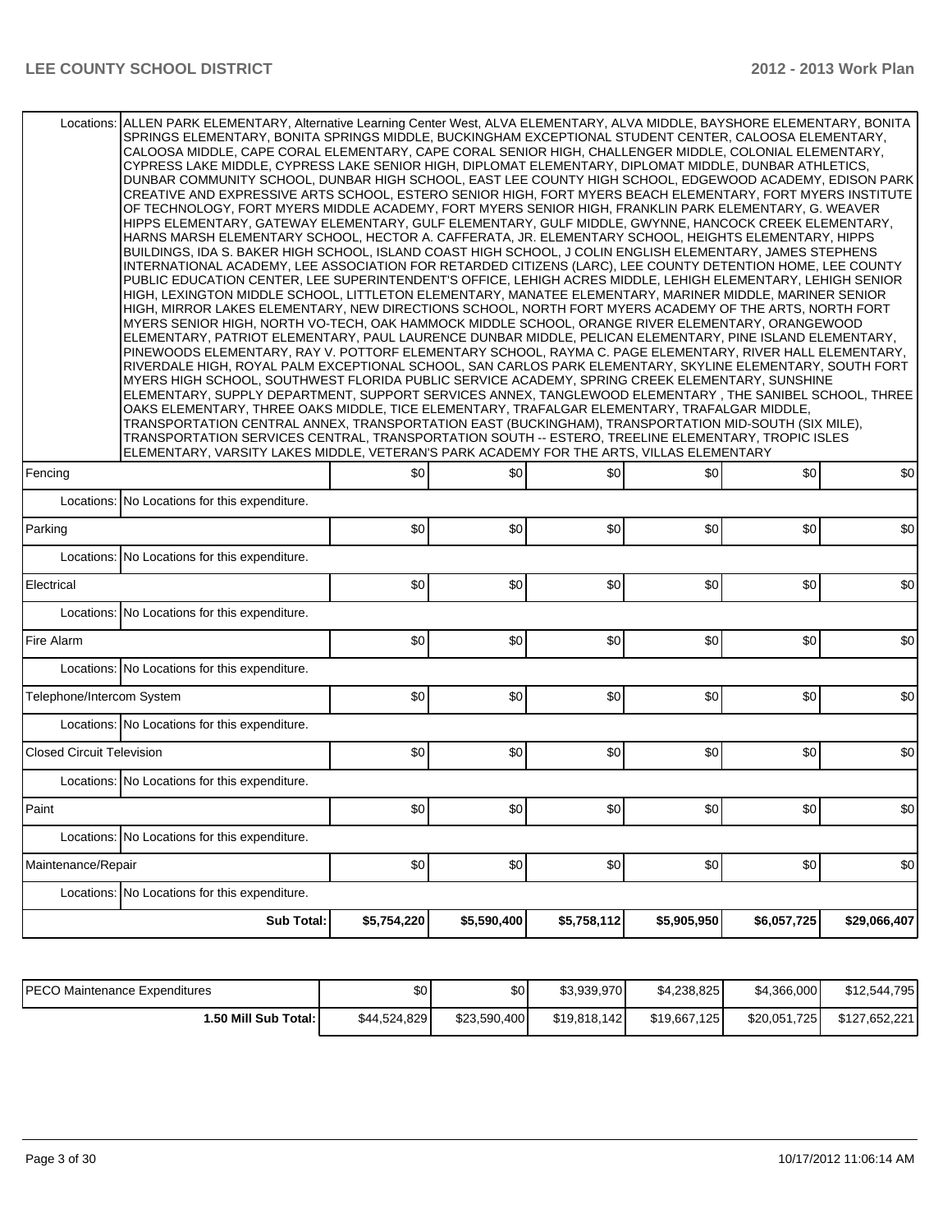| | | | | | | | |
|---|---|---|---|---|---|---|---|
| Locations: | ALLEN PARK ELEMENTARY, Alternative Learning Center West, ALVA ELEMENTARY, ALVA MIDDLE, BAYSHORE ELEMENTARY, BONITA SPRINGS ELEMENTARY, BONITA SPRINGS MIDDLE, BUCKINGHAM EXCEPTIONAL STUDENT CENTER, CALOOSA ELEMENTARY, CALOOSA MIDDLE, CAPE CORAL ELEMENTARY, CAPE CORAL SENIOR HIGH, CHALLENGER MIDDLE, COLONIAL ELEMENTARY, CYPRESS LAKE MIDDLE, CYPRESS LAKE SENIOR HIGH, DIPLOMAT ELEMENTARY, DIPLOMAT MIDDLE, DUNBAR ATHLETICS, DUNBAR COMMUNITY SCHOOL, DUNBAR HIGH SCHOOL, EAST LEE COUNTY HIGH SCHOOL, EDGEWOOD ACADEMY, EDISON PARK CREATIVE AND EXPRESSIVE ARTS SCHOOL, ESTERO SENIOR HIGH, FORT MYERS BEACH ELEMENTARY, FORT MYERS INSTITUTE OF TECHNOLOGY, FORT MYERS MIDDLE ACADEMY, FORT MYERS SENIOR HIGH, FRANKLIN PARK ELEMENTARY, G. WEAVER HIPPS ELEMENTARY, GATEWAY ELEMENTARY, GULF ELEMENTARY, GULF MIDDLE, GWYNNE, HANCOCK CREEK ELEMENTARY, HARNS MARSH ELEMENTARY SCHOOL, HECTOR A. CAFFERATA, JR. ELEMENTARY SCHOOL, HEIGHTS ELEMENTARY, HIPPS BUILDINGS, IDA S. BAKER HIGH SCHOOL, ISLAND COAST HIGH SCHOOL, J COLIN ENGLISH ELEMENTARY, JAMES STEPHENS INTERNATIONAL ACADEMY, LEE ASSOCIATION FOR RETARDED CITIZENS (LARC), LEE COUNTY DETENTION HOME, LEE COUNTY PUBLIC EDUCATION CENTER, LEE SUPERINTENDENT'S OFFICE, LEHIGH ACRES MIDDLE, LEHIGH ELEMENTARY, LEHIGH SENIOR HIGH, LEXINGTON MIDDLE SCHOOL, LITTLETON ELEMENTARY, MANATEE ELEMENTARY, MARINER MIDDLE, MARINER SENIOR HIGH, MIRROR LAKES ELEMENTARY, NEW DIRECTIONS SCHOOL, NORTH FORT MYERS ACADEMY OF THE ARTS, NORTH FORT MYERS SENIOR HIGH, NORTH VO-TECH, OAK HAMMOCK MIDDLE SCHOOL, ORANGE RIVER ELEMENTARY, ORANGEWOOD ELEMENTARY, PATRIOT ELEMENTARY, PAUL LAURENCE DUNBAR MIDDLE, PELICAN ELEMENTARY, PINE ISLAND ELEMENTARY, PINEWOODS ELEMENTARY, RAY V. POTTORF ELEMENTARY SCHOOL, RAYMA C. PAGE ELEMENTARY, RIVER HALL ELEMENTARY, RIVERDALE HIGH, ROYAL PALM EXCEPTIONAL SCHOOL, SAN CARLOS PARK ELEMENTARY, SKYLINE ELEMENTARY, SOUTH FORT MYERS HIGH SCHOOL, SOUTHWEST FLORIDA PUBLIC SERVICE ACADEMY, SPRING CREEK ELEMENTARY, SUNSHINE ELEMENTARY, SUPPLY DEPARTMENT, SUPPORT SERVICES ANNEX, TANGLEWOOD ELEMENTARY , THE SANIBEL SCHOOL, THREE OAKS ELEMENTARY, THREE OAKS MIDDLE, TICE ELEMENTARY, TRAFALGAR ELEMENTARY, TRAFALGAR MIDDLE, TRANSPORTATION CENTRAL ANNEX, TRANSPORTATION EAST (BUCKINGHAM), TRANSPORTATION MID-SOUTH (SIX MILE), TRANSPORTATION SERVICES CENTRAL, TRANSPORTATION SOUTH -- ESTERO, TREELINE ELEMENTARY, TROPIC ISLES ELEMENTARY, VARSITY LAKES MIDDLE, VETERAN'S PARK ACADEMY FOR THE ARTS, VILLAS ELEMENTARY | | | | | | |
| Fencing | | $0 | $0 | $0 | $0 | $0 | $0 |
| Locations: | No Locations for this expenditure. | | | | | | |
| Parking | | $0 | $0 | $0 | $0 | $0 | $0 |
| Locations: | No Locations for this expenditure. | | | | | | |
| Electrical | | $0 | $0 | $0 | $0 | $0 | $0 |
| Locations: | No Locations for this expenditure. | | | | | | |
| Fire Alarm | | $0 | $0 | $0 | $0 | $0 | $0 |
| Locations: | No Locations for this expenditure. | | | | | | |
| Telephone/Intercom System | | $0 | $0 | $0 | $0 | $0 | $0 |
| Locations: | No Locations for this expenditure. | | | | | | |
| Closed Circuit Television | | $0 | $0 | $0 | $0 | $0 | $0 |
| Locations: | No Locations for this expenditure. | | | | | | |
| Paint | | $0 | $0 | $0 | $0 | $0 | $0 |
| Locations: | No Locations for this expenditure. | | | | | | |
| Maintenance/Repair | | $0 | $0 | $0 | $0 | $0 | $0 |
| Locations: | No Locations for this expenditure. | | | | | | |
| | **Sub Total:** | **$5,754,220** | **$5,590,400** | **$5,758,112** | **$5,905,950** | **$6,057,725** | **$29,066,407** |

| | | | | | | |
|---|---|---|---|---|---|---|
| PECO Maintenance Expenditures | $0 | $0 | $3,939,970 | $4,238,825 | $4,366,000 | $12,544,795 |
| **1.50 Mill Sub Total:** | $44,524,829 | $23,590,400 | $19,818,142 | $19,667,125 | $20,051,725 | $127,652,221 |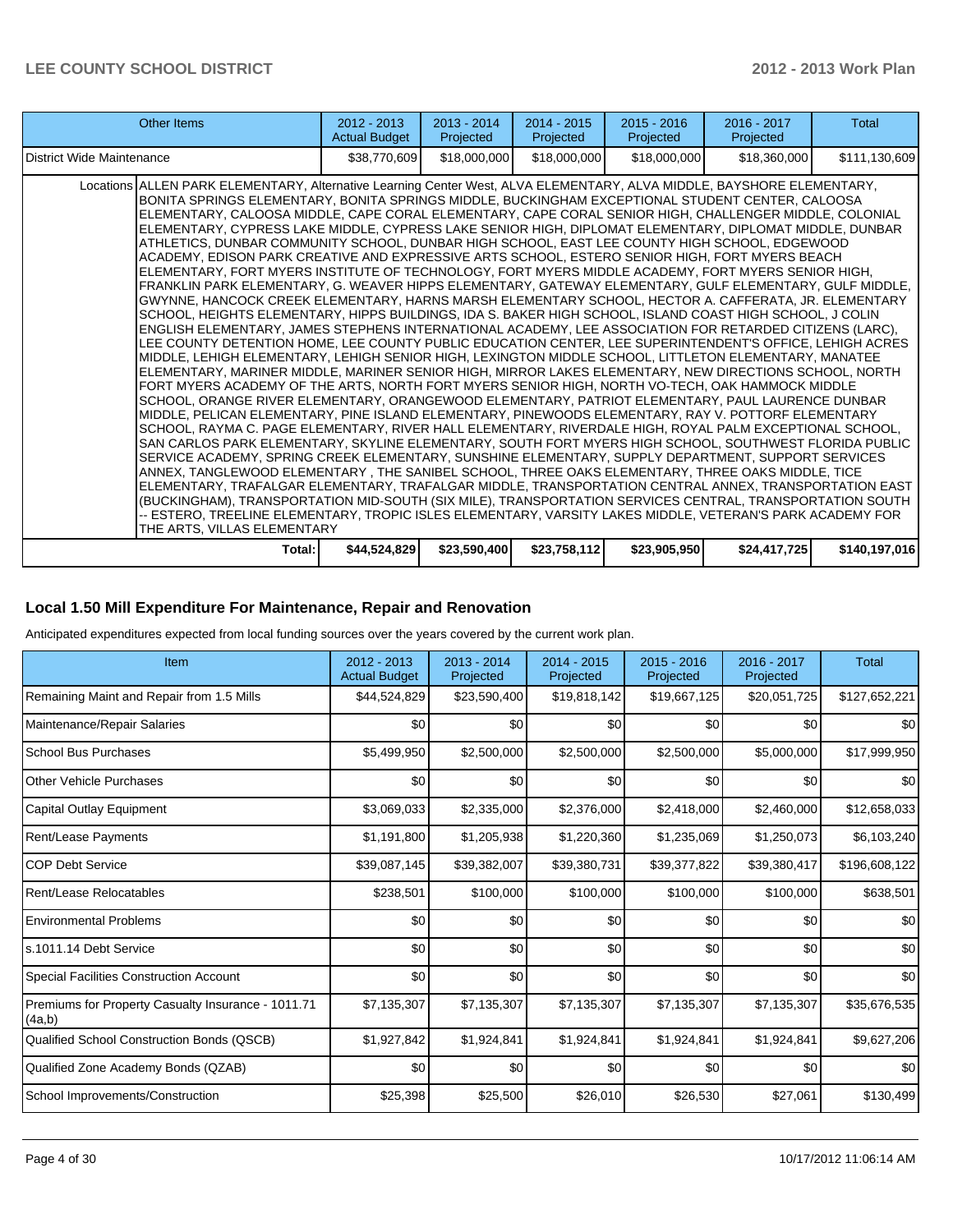| Other Items | 2012 - 2013 Actual Budget | 2013 - 2014 Projected | 2014 - 2015 Projected | 2015 - 2016 Projected | 2016 - 2017 Projected | Total |
|---|---|---|---|---|---|---|
| District Wide Maintenance | $38,770,609 | $18,000,000 | $18,000,000 | $18,000,000 | $18,360,000 | $111,130,609 |
| Locations | ALLEN PARK ELEMENTARY, Alternative Learning Center West, ALVA ELEMENTARY, ALVA MIDDLE, BAYSHORE ELEMENTARY, BONITA SPRINGS ELEMENTARY, BONITA SPRINGS MIDDLE, BUCKINGHAM EXCEPTIONAL STUDENT CENTER, CALOOSA ELEMENTARY, CALOOSA MIDDLE, CAPE CORAL ELEMENTARY, CAPE CORAL SENIOR HIGH, CHALLENGER MIDDLE, COLONIAL ELEMENTARY, CYPRESS LAKE MIDDLE, CYPRESS LAKE SENIOR HIGH, DIPLOMAT ELEMENTARY, DIPLOMAT MIDDLE, DUNBAR ATHLETICS, DUNBAR COMMUNITY SCHOOL, DUNBAR HIGH SCHOOL, EAST LEE COUNTY HIGH SCHOOL, EDGEWOOD ACADEMY, EDISON PARK CREATIVE AND EXPRESSIVE ARTS SCHOOL, ESTERO SENIOR HIGH, FORT MYERS BEACH ELEMENTARY, FORT MYERS INSTITUTE OF TECHNOLOGY, FORT MYERS MIDDLE ACADEMY, FORT MYERS SENIOR HIGH, FRANKLIN PARK ELEMENTARY, G. WEAVER HIPPS ELEMENTARY, GATEWAY ELEMENTARY, GULF ELEMENTARY, GULF MIDDLE, GWYNNE, HANCOCK CREEK ELEMENTARY, HARNS MARSH ELEMENTARY SCHOOL, HECTOR A. CAFFERATA, JR. ELEMENTARY SCHOOL, HEIGHTS ELEMENTARY, HIPPS BUILDINGS, IDA S. BAKER HIGH SCHOOL, ISLAND COAST HIGH SCHOOL, J COLIN ENGLISH ELEMENTARY, JAMES STEPHENS INTERNATIONAL ACADEMY, LEE ASSOCIATION FOR RETARDED CITIZENS (LARC), LEE COUNTY DETENTION HOME, LEE COUNTY PUBLIC EDUCATION CENTER, LEE SUPERINTENDENT'S OFFICE, LEHIGH ACRES MIDDLE, LEHIGH ELEMENTARY, LEHIGH SENIOR HIGH, LEXINGTON MIDDLE SCHOOL, LITTLETON ELEMENTARY, MANATEE ELEMENTARY, MARINER MIDDLE, MARINER SENIOR HIGH, MIRROR LAKES ELEMENTARY, NEW DIRECTIONS SCHOOL, NORTH FORT MYERS ACADEMY OF THE ARTS, NORTH FORT MYERS SENIOR HIGH, NORTH VO-TECH, OAK HAMMOCK MIDDLE SCHOOL, ORANGE RIVER ELEMENTARY, ORANGEWOOD ELEMENTARY, PATRIOT ELEMENTARY, PAUL LAURENCE DUNBAR MIDDLE, PELICAN ELEMENTARY, PINE ISLAND ELEMENTARY, PINEWOODS ELEMENTARY, RAY V. POTTORF ELEMENTARY SCHOOL, RAYMA C. PAGE ELEMENTARY, RIVER HALL ELEMENTARY, RIVERDALE HIGH, ROYAL PALM EXCEPTIONAL SCHOOL, SAN CARLOS PARK ELEMENTARY, SKYLINE ELEMENTARY, SOUTH FORT MYERS HIGH SCHOOL, SOUTHWEST FLORIDA PUBLIC SERVICE ACADEMY, SPRING CREEK ELEMENTARY, SUNSHINE ELEMENTARY, SUPPLY DEPARTMENT, SUPPORT SERVICES ANNEX, TANGLEWOOD ELEMENTARY , THE SANIBEL SCHOOL, THREE OAKS ELEMENTARY, THREE OAKS MIDDLE, TICE ELEMENTARY, TRAFALGAR ELEMENTARY, TRAFALGAR MIDDLE, TRANSPORTATION CENTRAL ANNEX, TRANSPORTATION EAST (BUCKINGHAM), TRANSPORTATION MID-SOUTH (SIX MILE), TRANSPORTATION SERVICES CENTRAL, TRANSPORTATION SOUTH -- ESTERO, TREELINE ELEMENTARY, TROPIC ISLES ELEMENTARY, VARSITY LAKES MIDDLE, VETERAN'S PARK ACADEMY FOR THE ARTS, VILLAS ELEMENTARY | | | | | |
| Total: | $44,524,829 | $23,590,400 | $23,758,112 | $23,905,950 | $24,417,725 | $140,197,016 |

## Local 1.50 Mill Expenditure For Maintenance, Repair and Renovation

Anticipated expenditures expected from local funding sources over the years covered by the current work plan.

| Item | 2012 - 2013 Actual Budget | 2013 - 2014 Projected | 2014 - 2015 Projected | 2015 - 2016 Projected | 2016 - 2017 Projected | Total |
|---|---|---|---|---|---|---|
| Remaining Maint and Repair from 1.5 Mills | $44,524,829 | $23,590,400 | $19,818,142 | $19,667,125 | $20,051,725 | $127,652,221 |
| Maintenance/Repair Salaries | $0 | $0 | $0 | $0 | $0 | $0 |
| School Bus Purchases | $5,499,950 | $2,500,000 | $2,500,000 | $2,500,000 | $5,000,000 | $17,999,950 |
| Other Vehicle Purchases | $0 | $0 | $0 | $0 | $0 | $0 |
| Capital Outlay Equipment | $3,069,033 | $2,335,000 | $2,376,000 | $2,418,000 | $2,460,000 | $12,658,033 |
| Rent/Lease Payments | $1,191,800 | $1,205,938 | $1,220,360 | $1,235,069 | $1,250,073 | $6,103,240 |
| COP Debt Service | $39,087,145 | $39,382,007 | $39,380,731 | $39,377,822 | $39,380,417 | $196,608,122 |
| Rent/Lease Relocatables | $238,501 | $100,000 | $100,000 | $100,000 | $100,000 | $638,501 |
| Environmental Problems | $0 | $0 | $0 | $0 | $0 | $0 |
| s.1011.14 Debt Service | $0 | $0 | $0 | $0 | $0 | $0 |
| Special Facilities Construction Account | $0 | $0 | $0 | $0 | $0 | $0 |
| Premiums for Property Casualty Insurance - 1011.71 (4a,b) | $7,135,307 | $7,135,307 | $7,135,307 | $7,135,307 | $7,135,307 | $35,676,535 |
| Qualified School Construction Bonds (QSCB) | $1,927,842 | $1,924,841 | $1,924,841 | $1,924,841 | $1,924,841 | $9,627,206 |
| Qualified Zone Academy Bonds (QZAB) | $0 | $0 | $0 | $0 | $0 | $0 |
| School Improvements/Construction | $25,398 | $25,500 | $26,010 | $26,530 | $27,061 | $130,499 |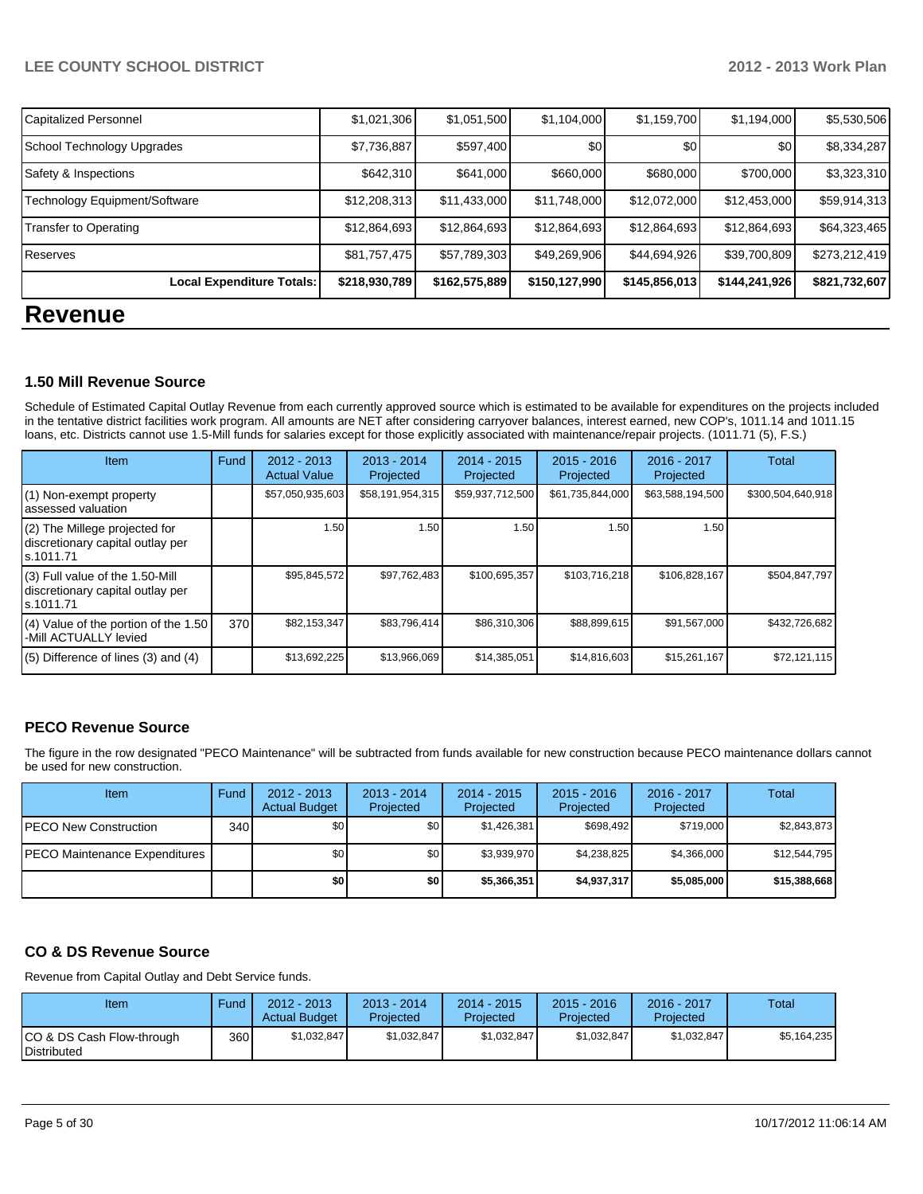| Capitalized Personnel | $1,021,306 | $1,051,500 | $1,104,000 | $1,159,700 | $1,194,000 | $5,530,506 |
|---|---|---|---|---|---|---|
| School Technology Upgrades | $7,736,887 | $597,400 | $0 | $0 | $0 | $8,334,287 |
| Safety & Inspections | $642,310 | $641,000 | $660,000 | $680,000 | $700,000 | $3,323,310 |
| Technology Equipment/Software | $12,208,313 | $11,433,000 | $11,748,000 | $12,072,000 | $12,453,000 | $59,914,313 |
| Transfer to Operating | $12,864,693 | $12,864,693 | $12,864,693 | $12,864,693 | $12,864,693 | $64,323,465 |
| Reserves | $81,757,475 | $57,789,303 | $49,269,906 | $44,694,926 | $39,700,809 | $273,212,419 |
| **Local Expenditure Totals:** | **$218,930,789** | **$162,575,889** | **$150,127,990** | **$145,856,013** | **$144,241,926** | **$821,732,607** |

# Revenue

### 1.50 Mill Revenue Source

Schedule of Estimated Capital Outlay Revenue from each currently approved source which is estimated to be available for expenditures on the projects included in the tentative district facilities work program. All amounts are NET after considering carryover balances, interest earned, new COP's, 1011.14 and 1011.15 loans, etc. Districts cannot use 1.5-Mill funds for salaries except for those explicitly associated with maintenance/repair projects. (1011.71 (5), F.S.)

| Item | Fund | 2012 - 2013 Actual Value | 2013 - 2014 Projected | 2014 - 2015 Projected | 2015 - 2016 Projected | 2016 - 2017 Projected | Total |
|---|---|---|---|---|---|---|---|
| (1) Non-exempt property assessed valuation | | $57,050,935,603 | $58,191,954,315 | $59,937,712,500 | $61,735,844,000 | $63,588,194,500 | $300,504,640,918 |
| (2) The Millege projected for discretionary capital outlay per s.1011.71 | | 1.50 | 1.50 | 1.50 | 1.50 | 1.50 | |
| (3) Full value of the 1.50-Mill discretionary capital outlay per s.1011.71 | | $95,845,572 | $97,762,483 | $100,695,357 | $103,716,218 | $106,828,167 | $504,847,797 |
| (4) Value of the portion of the 1.50 -Mill ACTUALLY levied | 370 | $82,153,347 | $83,796,414 | $86,310,306 | $88,899,615 | $91,567,000 | $432,726,682 |
| (5) Difference of lines (3) and (4) | | $13,692,225 | $13,966,069 | $14,385,051 | $14,816,603 | $15,261,167 | $72,121,115 |

### PECO Revenue Source

The figure in the row designated "PECO Maintenance" will be subtracted from funds available for new construction because PECO maintenance dollars cannot be used for new construction.

| Item | Fund | 2012 - 2013 Actual Budget | 2013 - 2014 Projected | 2014 - 2015 Projected | 2015 - 2016 Projected | 2016 - 2017 Projected | Total |
|---|---|---|---|---|---|---|---|
| PECO New Construction | 340 | $0 | $0 | $1,426,381 | $698,492 | $719,000 | $2,843,873 |
| PECO Maintenance Expenditures | | $0 | $0 | $3,939,970 | $4,238,825 | $4,366,000 | $12,544,795 |
| | | **$0** | **$0** | **$5,366,351** | **$4,937,317** | **$5,085,000** | **$15,388,668** |

### CO & DS Revenue Source

Revenue from Capital Outlay and Debt Service funds.

| Item | Fund | 2012 - 2013 Actual Budget | 2013 - 2014 Projected | 2014 - 2015 Projected | 2015 - 2016 Projected | 2016 - 2017 Projected | Total |
|---|---|---|---|---|---|---|---|
| CO & DS Cash Flow-through Distributed | 360 | $1,032,847 | $1,032,847 | $1,032,847 | $1,032,847 | $1,032,847 | $5,164,235 |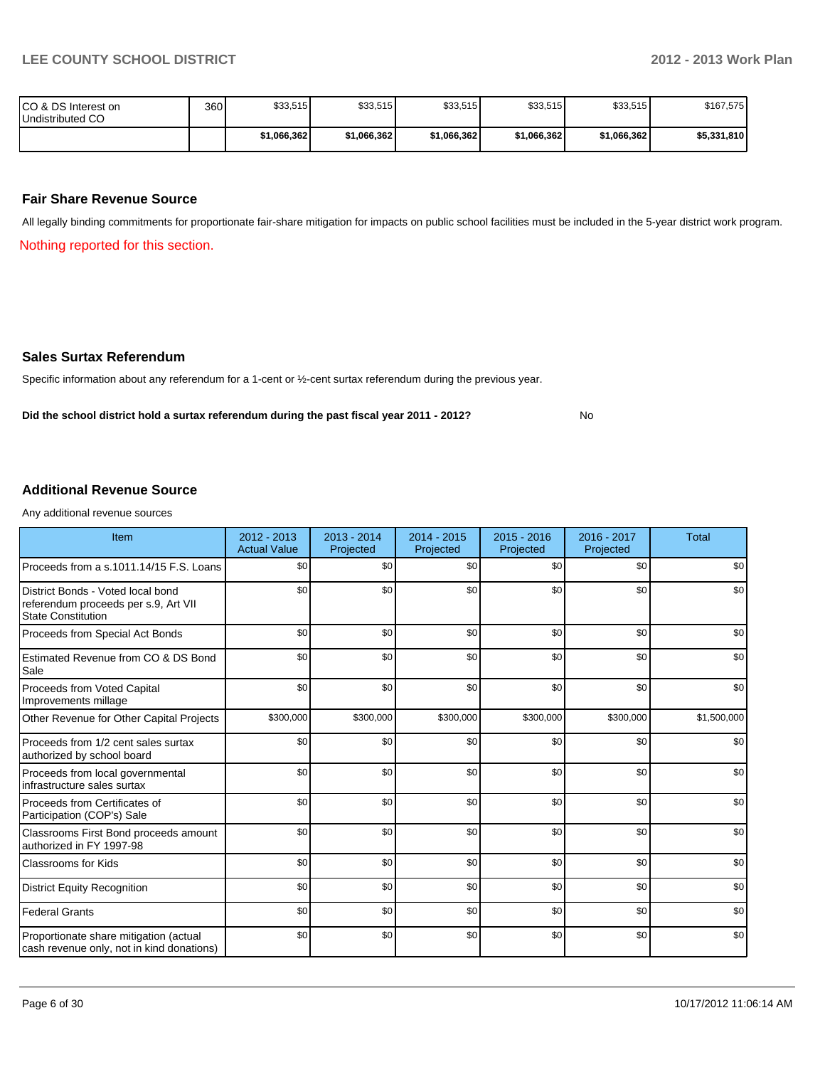| | | | | | | | |
|---|---|---|---|---|---|---|---|
| CO & DS Interest on Undistributed CO | 360 | $33,515 | $33,515 | $33,515 | $33,515 | $33,515 | $167,575 |
| | | **$1,066,362** | **$1,066,362** | **$1,066,362** | **$1,066,362** | **$1,066,362** | **$5,331,810** |

## Fair Share Revenue Source

All legally binding commitments for proportionate fair-share mitigation for impacts on public school facilities must be included in the 5-year district work program.

Nothing reported for this section.

## Sales Surtax Referendum

Specific information about any referendum for a 1-cent or ½-cent surtax referendum during the previous year.

**Did the school district hold a surtax referendum during the past fiscal year 2011 - 2012?** No

## Additional Revenue Source

Any additional revenue sources

| Item | 2012 - 2013 Actual Value | 2013 - 2014 Projected | 2014 - 2015 Projected | 2015 - 2016 Projected | 2016 - 2017 Projected | Total |
|---|---|---|---|---|---|---|
| Proceeds from a s.1011.14/15 F.S. Loans | $0 | $0 | $0 | $0 | $0 | $0 |
| District Bonds - Voted local bond referendum proceeds per s.9, Art VII State Constitution | $0 | $0 | $0 | $0 | $0 | $0 |
| Proceeds from Special Act Bonds | $0 | $0 | $0 | $0 | $0 | $0 |
| Estimated Revenue from CO & DS Bond Sale | $0 | $0 | $0 | $0 | $0 | $0 |
| Proceeds from Voted Capital Improvements millage | $0 | $0 | $0 | $0 | $0 | $0 |
| Other Revenue for Other Capital Projects | $300,000 | $300,000 | $300,000 | $300,000 | $300,000 | $1,500,000 |
| Proceeds from 1/2 cent sales surtax authorized by school board | $0 | $0 | $0 | $0 | $0 | $0 |
| Proceeds from local governmental infrastructure sales surtax | $0 | $0 | $0 | $0 | $0 | $0 |
| Proceeds from Certificates of Participation (COP's) Sale | $0 | $0 | $0 | $0 | $0 | $0 |
| Classrooms First Bond proceeds amount authorized in FY 1997-98 | $0 | $0 | $0 | $0 | $0 | $0 |
| Classrooms for Kids | $0 | $0 | $0 | $0 | $0 | $0 |
| District Equity Recognition | $0 | $0 | $0 | $0 | $0 | $0 |
| Federal Grants | $0 | $0 | $0 | $0 | $0 | $0 |
| Proportionate share mitigation (actual cash revenue only, not in kind donations) | $0 | $0 | $0 | $0 | $0 | $0 |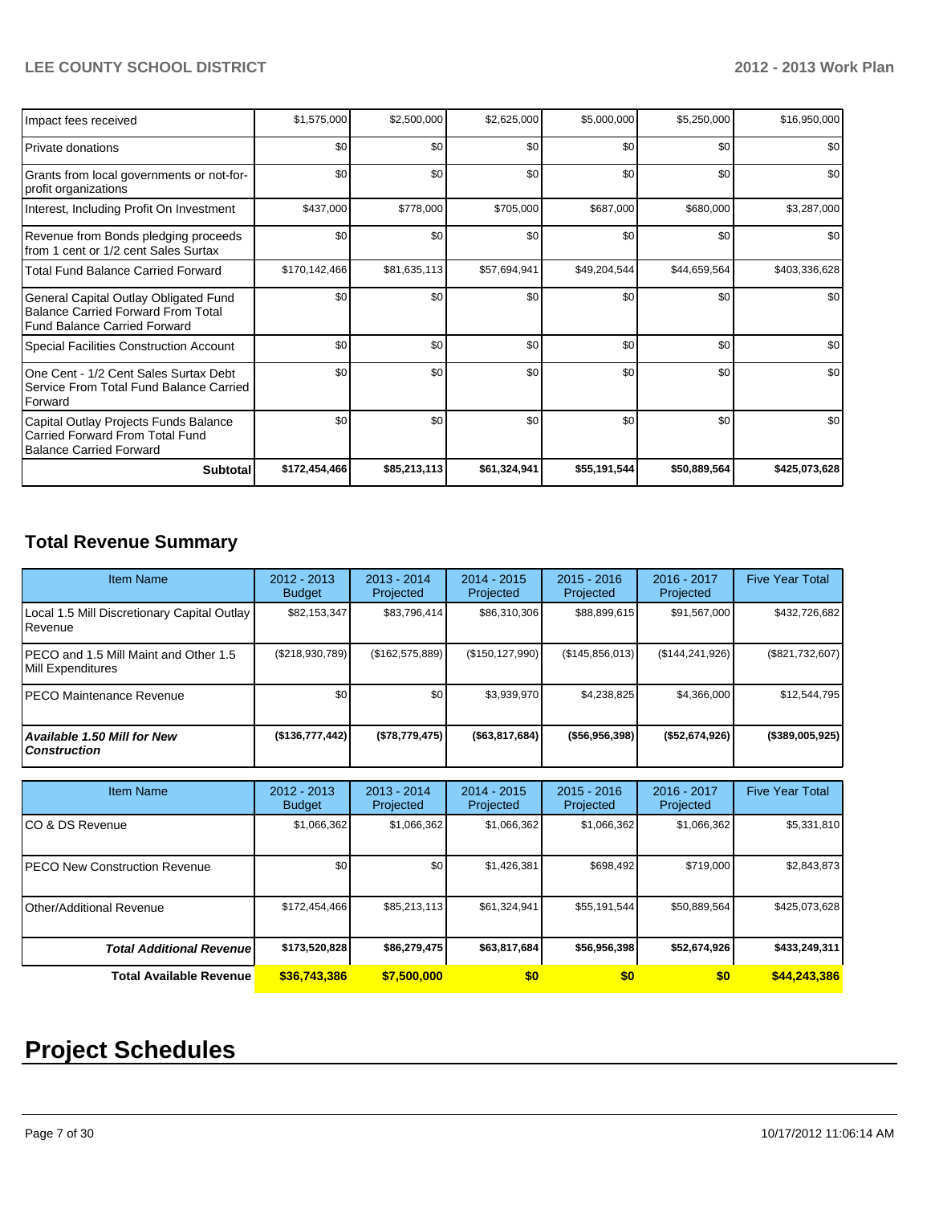| | | | | | | |
|---|---|---|---|---|---|---|
| Impact fees received | $1,575,000 | $2,500,000 | $2,625,000 | $5,000,000 | $5,250,000 | $16,950,000 |
| Private donations | $0 | $0 | $0 | $0 | $0 | $0 |
| Grants from local governments or not-for-profit organizations | $0 | $0 | $0 | $0 | $0 | $0 |
| Interest, Including Profit On Investment | $437,000 | $778,000 | $705,000 | $687,000 | $680,000 | $3,287,000 |
| Revenue from Bonds pledging proceeds from 1 cent or 1/2 cent Sales Surtax | $0 | $0 | $0 | $0 | $0 | $0 |
| Total Fund Balance Carried Forward | $170,142,466 | $81,635,113 | $57,694,941 | $49,204,544 | $44,659,564 | $403,336,628 |
| General Capital Outlay Obligated Fund Balance Carried Forward From Total Fund Balance Carried Forward | $0 | $0 | $0 | $0 | $0 | $0 |
| Special Facilities Construction Account | $0 | $0 | $0 | $0 | $0 | $0 |
| One Cent - 1/2 Cent Sales Surtax Debt Service From Total Fund Balance Carried Forward | $0 | $0 | $0 | $0 | $0 | $0 |
| Capital Outlay Projects Funds Balance Carried Forward From Total Fund Balance Carried Forward | $0 | $0 | $0 | $0 | $0 | $0 |
| **Subtotal** | **$172,454,466** | **$85,213,113** | **$61,324,941** | **$55,191,544** | **$50,889,564** | **$425,073,628** |

## Total Revenue Summary

| Item Name | 2012 - 2013 Budget | 2013 - 2014 Projected | 2014 - 2015 Projected | 2015 - 2016 Projected | 2016 - 2017 Projected | Five Year Total |
|---|---|---|---|---|---|---|
| Local 1.5 Mill Discretionary Capital Outlay Revenue | $82,153,347 | $83,796,414 | $86,310,306 | $88,899,615 | $91,567,000 | $432,726,682 |
| PECO and 1.5 Mill Maint and Other 1.5 Mill Expenditures | ($218,930,789) | ($162,575,889) | ($150,127,990) | ($145,856,013) | ($144,241,926) | ($821,732,607) |
| PECO Maintenance Revenue | $0 | $0 | $3,939,970 | $4,238,825 | $4,366,000 | $12,544,795 |
| ***Available 1.50 Mill for New Construction*** | **($136,777,442)** | **($78,779,475)** | **($63,817,684)** | **($56,956,398)** | **($52,674,926)** | **($389,005,925)** |

| Item Name | 2012 - 2013 Budget | 2013 - 2014 Projected | 2014 - 2015 Projected | 2015 - 2016 Projected | 2016 - 2017 Projected | Five Year Total |
|---|---|---|---|---|---|---|
| CO & DS Revenue | $1,066,362 | $1,066,362 | $1,066,362 | $1,066,362 | $1,066,362 | $5,331,810 |
| PECO New Construction Revenue | $0 | $0 | $1,426,381 | $698,492 | $719,000 | $2,843,873 |
| Other/Additional Revenue | $172,454,466 | $85,213,113 | $61,324,941 | $55,191,544 | $50,889,564 | $425,073,628 |
| ***Total Additional Revenue*** | **$173,520,828** | **$86,279,475** | **$63,817,684** | **$56,956,398** | **$52,674,926** | **$433,249,311** |
| **Total Available Revenue** | **$36,743,386** | **$7,500,000** | **$0** | **$0** | **$0** | **$44,243,386** |

# Project Schedules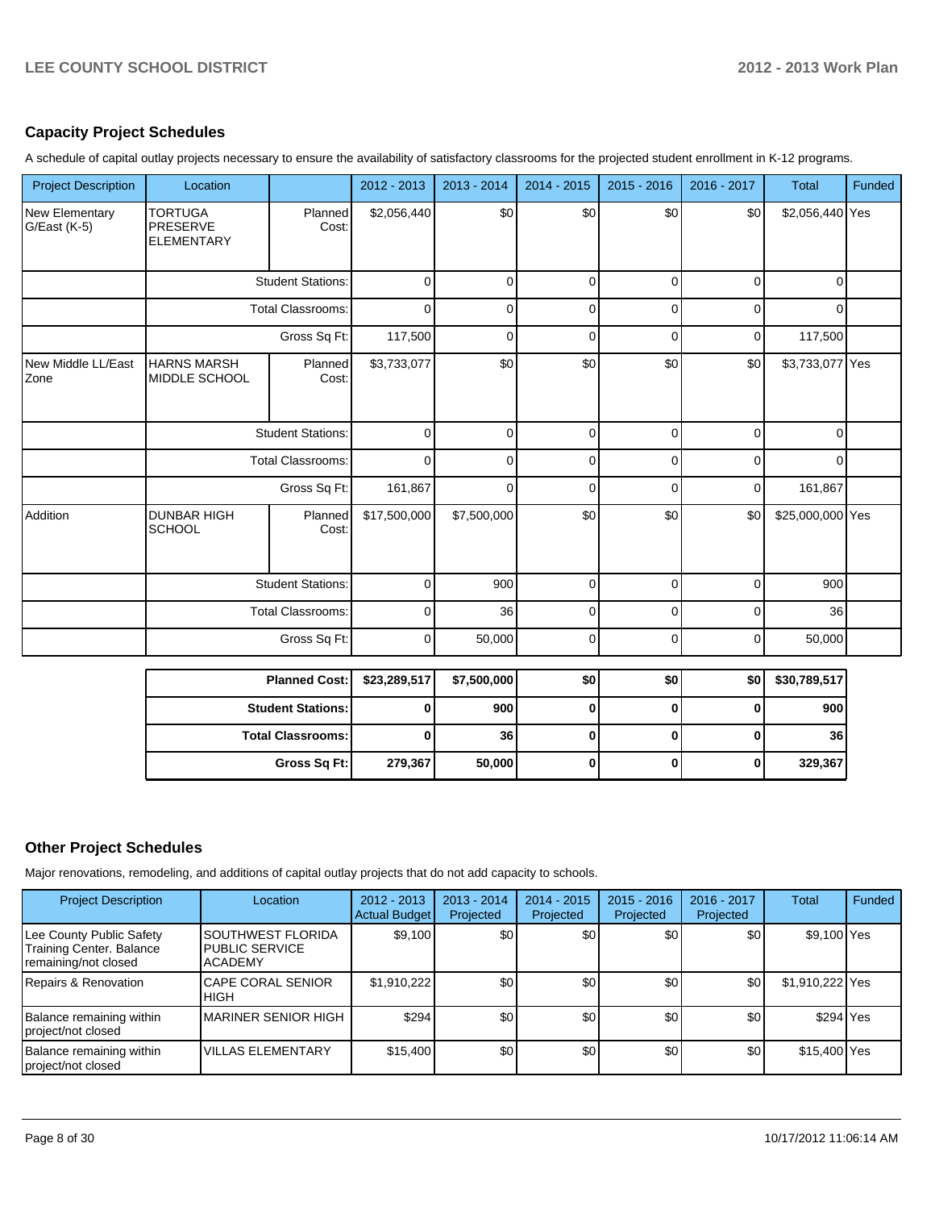## Capacity Project Schedules

A schedule of capital outlay projects necessary to ensure the availability of satisfactory classrooms for the projected student enrollment in K-12 programs.

| Project Description | Location | | 2012 - 2013 | 2013 - 2014 | 2014 - 2015 | 2015 - 2016 | 2016 - 2017 | Total | Funded |
|---|---|---|---|---|---|---|---|---|---|
| New Elementary G/East (K-5) | TORTUGA PRESERVE ELEMENTARY | Planned Cost: | $2,056,440 | $0 | $0 | $0 | $0 | $2,056,440 | Yes |
| | | Student Stations: | 0 | 0 | 0 | 0 | 0 | 0 | |
| | | Total Classrooms: | 0 | 0 | 0 | 0 | 0 | 0 | |
| | | Gross Sq Ft: | 117,500 | 0 | 0 | 0 | 0 | 117,500 | |
| New Middle LL/East Zone | HARNS MARSH MIDDLE SCHOOL | Planned Cost: | $3,733,077 | $0 | $0 | $0 | $0 | $3,733,077 | Yes |
| | | Student Stations: | 0 | 0 | 0 | 0 | 0 | 0 | |
| | | Total Classrooms: | 0 | 0 | 0 | 0 | 0 | 0 | |
| | | Gross Sq Ft: | 161,867 | 0 | 0 | 0 | 0 | 161,867 | |
| Addition | DUNBAR HIGH SCHOOL | Planned Cost: | $17,500,000 | $7,500,000 | $0 | $0 | $0 | $25,000,000 | Yes |
| | | Student Stations: | 0 | 900 | 0 | 0 | 0 | 900 | |
| | | Total Classrooms: | 0 | 36 | 0 | 0 | 0 | 36 | |
| | | Gross Sq Ft: | 0 | 50,000 | 0 | 0 | 0 | 50,000 | |

| | 2012 - 2013 | 2013 - 2014 | 2014 - 2015 | 2015 - 2016 | 2016 - 2017 | Total |
|---|---|---|---|---|---|---|
| **Planned Cost:** | **$23,289,517** | **$7,500,000** | **$0** | **$0** | **$0** | **$30,789,517** |
| **Student Stations:** | **0** | **900** | **0** | **0** | **0** | **900** |
| **Total Classrooms:** | **0** | **36** | **0** | **0** | **0** | **36** |
| **Gross Sq Ft:** | **279,367** | **50,000** | **0** | **0** | **0** | **329,367** |

## Other Project Schedules

Major renovations, remodeling, and additions of capital outlay projects that do not add capacity to schools.

| Project Description | Location | 2012 - 2013 Actual Budget | 2013 - 2014 Projected | 2014 - 2015 Projected | 2015 - 2016 Projected | 2016 - 2017 Projected | Total | Funded |
|---|---|---|---|---|---|---|---|---|
| Lee County Public Safety Training Center. Balance remaining/not closed | SOUTHWEST FLORIDA PUBLIC SERVICE ACADEMY | $9,100 | $0 | $0 | $0 | $0 | $9,100 | Yes |
| Repairs & Renovation | CAPE CORAL SENIOR HIGH | $1,910,222 | $0 | $0 | $0 | $0 | $1,910,222 | Yes |
| Balance remaining within project/not closed | MARINER SENIOR HIGH | $294 | $0 | $0 | $0 | $0 | $294 | Yes |
| Balance remaining within project/not closed | VILLAS ELEMENTARY | $15,400 | $0 | $0 | $0 | $0 | $15,400 | Yes |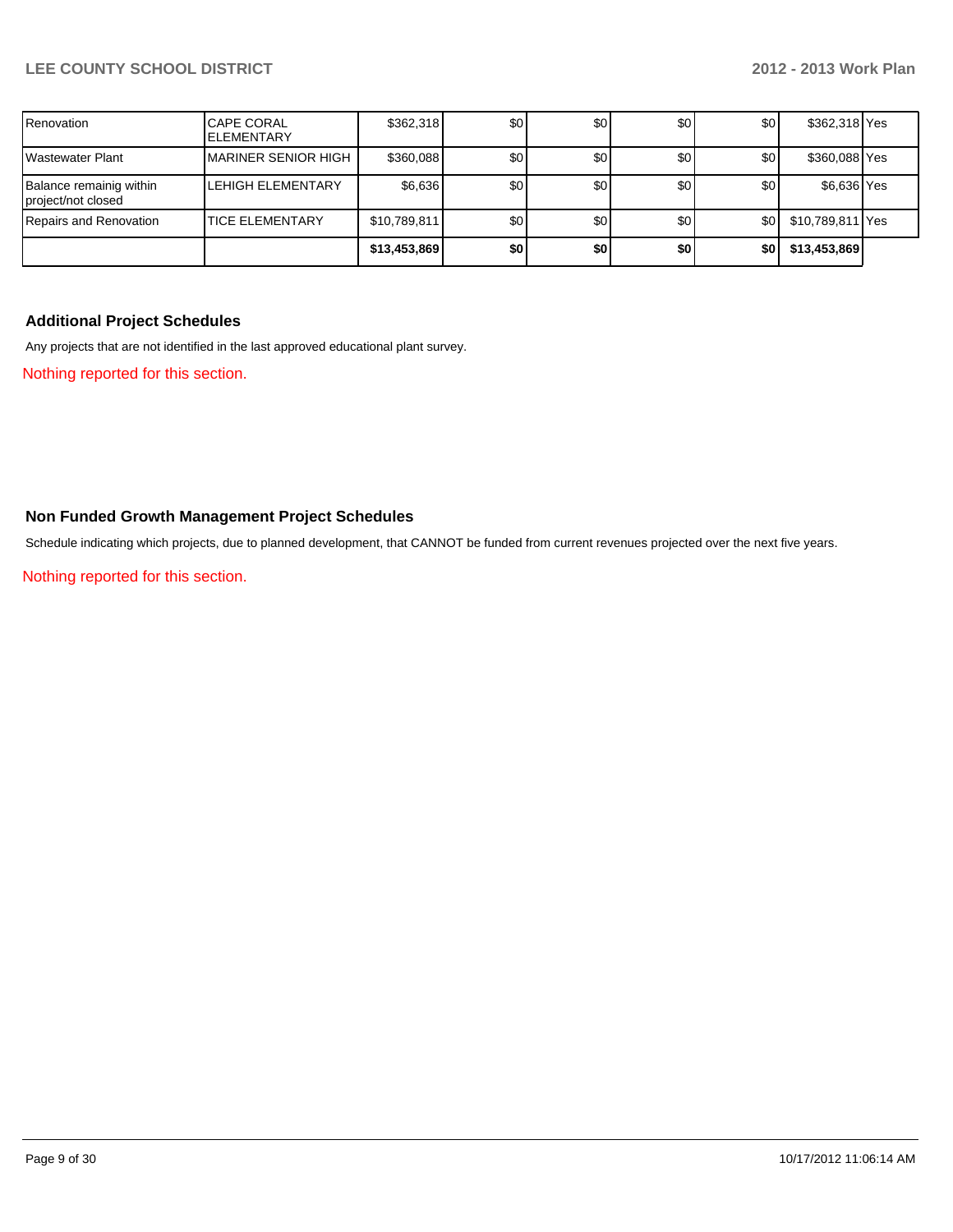| | | | | | | | |
|---|---|---|---|---|---|---|---|
| Renovation | CAPE CORAL ELEMENTARY | $362,318 | $0 | $0 | $0 | $0 | $362,318 Yes |
| Wastewater Plant | MARINER SENIOR HIGH | $360,088 | $0 | $0 | $0 | $0 | $360,088 Yes |
| Balance remainig within project/not closed | LEHIGH ELEMENTARY | $6,636 | $0 | $0 | $0 | $0 | $6,636 Yes |
| Repairs and Renovation | TICE ELEMENTARY | $10,789,811 | $0 | $0 | $0 | $0 | $10,789,811 Yes |
| | | **$13,453,869** | **$0** | **$0** | **$0** | **$0** | **$13,453,869** |

## Additional Project Schedules

Any projects that are not identified in the last approved educational plant survey.

Nothing reported for this section.

## Non Funded Growth Management Project Schedules

Schedule indicating which projects, due to planned development, that CANNOT be funded from current revenues projected over the next five years.

Nothing reported for this section.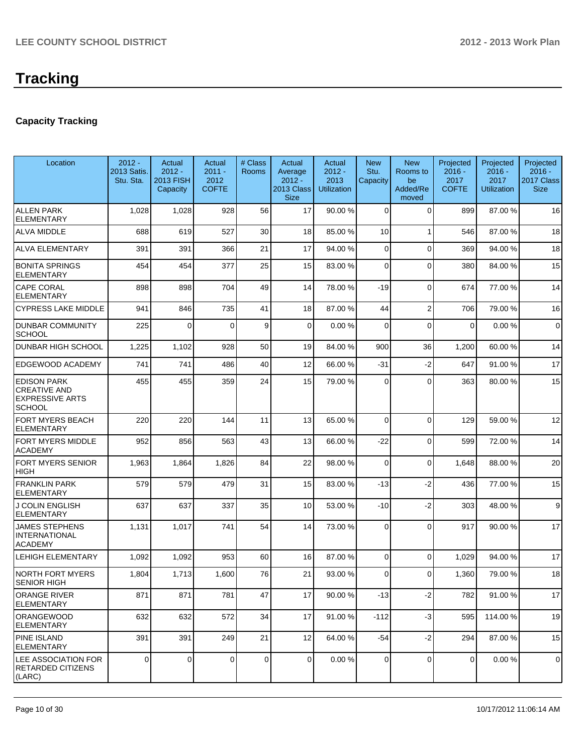# Tracking

## Capacity Tracking

| Location | 2012 - 2013 Satis. Stu. Sta. | Actual 2012 - 2013 FISH Capacity | Actual 2011 - 2012 COFTE | # Class Rooms | Actual Average 2012 - 2013 Class Size | Actual 2012 - 2013 Utilization | New Stu. Capacity | New Rooms to be Added/Re moved | Projected 2016 - 2017 COFTE | Projected 2016 - 2017 Utilization | Projected 2016 - 2017 Class Size |
|---|---|---|---|---|---|---|---|---|---|---|---|
| ALLEN PARK ELEMENTARY | 1,028 | 1,028 | 928 | 56 | 17 | 90.00 % | 0 | 0 | 899 | 87.00 % | 16 |
| ALVA MIDDLE | 688 | 619 | 527 | 30 | 18 | 85.00 % | 10 | 1 | 546 | 87.00 % | 18 |
| ALVA ELEMENTARY | 391 | 391 | 366 | 21 | 17 | 94.00 % | 0 | 0 | 369 | 94.00 % | 18 |
| BONITA SPRINGS ELEMENTARY | 454 | 454 | 377 | 25 | 15 | 83.00 % | 0 | 0 | 380 | 84.00 % | 15 |
| CAPE CORAL ELEMENTARY | 898 | 898 | 704 | 49 | 14 | 78.00 % | -19 | 0 | 674 | 77.00 % | 14 |
| CYPRESS LAKE MIDDLE | 941 | 846 | 735 | 41 | 18 | 87.00 % | 44 | 2 | 706 | 79.00 % | 16 |
| DUNBAR COMMUNITY SCHOOL | 225 | 0 | 0 | 9 | 0 | 0.00 % | 0 | 0 | 0 | 0.00 % | 0 |
| DUNBAR HIGH SCHOOL | 1,225 | 1,102 | 928 | 50 | 19 | 84.00 % | 900 | 36 | 1,200 | 60.00 % | 14 |
| EDGEWOOD ACADEMY | 741 | 741 | 486 | 40 | 12 | 66.00 % | -31 | -2 | 647 | 91.00 % | 17 |
| EDISON PARK CREATIVE AND EXPRESSIVE ARTS SCHOOL | 455 | 455 | 359 | 24 | 15 | 79.00 % | 0 | 0 | 363 | 80.00 % | 15 |
| FORT MYERS BEACH ELEMENTARY | 220 | 220 | 144 | 11 | 13 | 65.00 % | 0 | 0 | 129 | 59.00 % | 12 |
| FORT MYERS MIDDLE ACADEMY | 952 | 856 | 563 | 43 | 13 | 66.00 % | -22 | 0 | 599 | 72.00 % | 14 |
| FORT MYERS SENIOR HIGH | 1,963 | 1,864 | 1,826 | 84 | 22 | 98.00 % | 0 | 0 | 1,648 | 88.00 % | 20 |
| FRANKLIN PARK ELEMENTARY | 579 | 579 | 479 | 31 | 15 | 83.00 % | -13 | -2 | 436 | 77.00 % | 15 |
| J COLIN ENGLISH ELEMENTARY | 637 | 637 | 337 | 35 | 10 | 53.00 % | -10 | -2 | 303 | 48.00 % | 9 |
| JAMES STEPHENS INTERNATIONAL ACADEMY | 1,131 | 1,017 | 741 | 54 | 14 | 73.00 % | 0 | 0 | 917 | 90.00 % | 17 |
| LEHIGH ELEMENTARY | 1,092 | 1,092 | 953 | 60 | 16 | 87.00 % | 0 | 0 | 1,029 | 94.00 % | 17 |
| NORTH FORT MYERS SENIOR HIGH | 1,804 | 1,713 | 1,600 | 76 | 21 | 93.00 % | 0 | 0 | 1,360 | 79.00 % | 18 |
| ORANGE RIVER ELEMENTARY | 871 | 871 | 781 | 47 | 17 | 90.00 % | -13 | -2 | 782 | 91.00 % | 17 |
| ORANGEWOOD ELEMENTARY | 632 | 632 | 572 | 34 | 17 | 91.00 % | -112 | -3 | 595 | 114.00 % | 19 |
| PINE ISLAND ELEMENTARY | 391 | 391 | 249 | 21 | 12 | 64.00 % | -54 | -2 | 294 | 87.00 % | 15 |
| LEE ASSOCIATION FOR RETARDED CITIZENS (LARC) | 0 | 0 | 0 | 0 | 0 | 0.00 % | 0 | 0 | 0 | 0.00 % | 0 |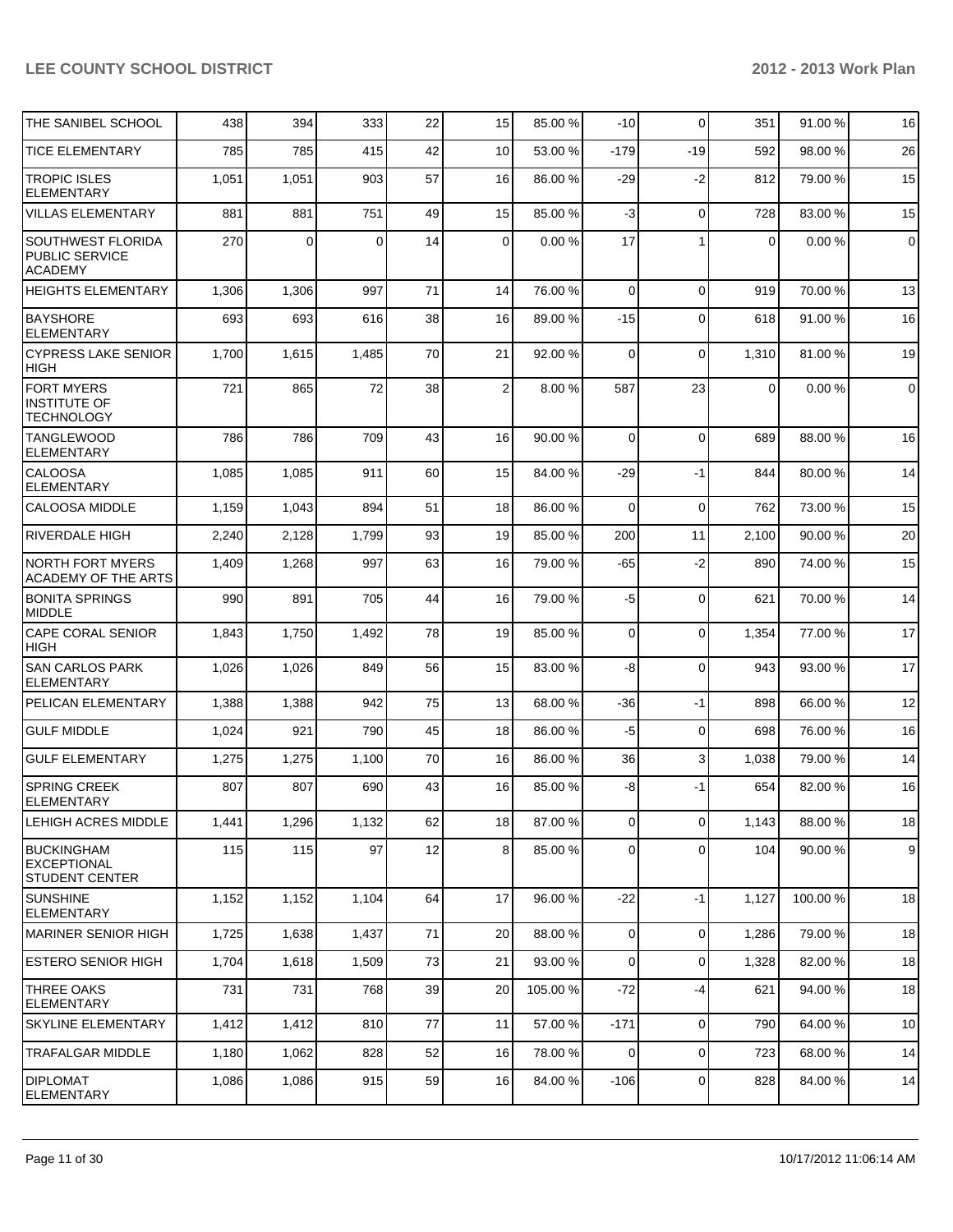| | | | | | | | | | | |
|---|---|---|---|---|---|---|---|---|---|---|
| THE SANIBEL SCHOOL | 438 | 394 | 333 | 22 | 15 | 85.00 % | -10 | 0 | 351 | 91.00 % | 16 |
| TICE ELEMENTARY | 785 | 785 | 415 | 42 | 10 | 53.00 % | -179 | -19 | 592 | 98.00 % | 26 |
| TROPIC ISLES ELEMENTARY | 1,051 | 1,051 | 903 | 57 | 16 | 86.00 % | -29 | -2 | 812 | 79.00 % | 15 |
| VILLAS ELEMENTARY | 881 | 881 | 751 | 49 | 15 | 85.00 % | -3 | 0 | 728 | 83.00 % | 15 |
| SOUTHWEST FLORIDA PUBLIC SERVICE ACADEMY | 270 | 0 | 0 | 14 | 0 | 0.00 % | 17 | 1 | 0 | 0.00 % | 0 |
| HEIGHTS ELEMENTARY | 1,306 | 1,306 | 997 | 71 | 14 | 76.00 % | 0 | 0 | 919 | 70.00 % | 13 |
| BAYSHORE ELEMENTARY | 693 | 693 | 616 | 38 | 16 | 89.00 % | -15 | 0 | 618 | 91.00 % | 16 |
| CYPRESS LAKE SENIOR HIGH | 1,700 | 1,615 | 1,485 | 70 | 21 | 92.00 % | 0 | 0 | 1,310 | 81.00 % | 19 |
| FORT MYERS INSTITUTE OF TECHNOLOGY | 721 | 865 | 72 | 38 | 2 | 8.00 % | 587 | 23 | 0 | 0.00 % | 0 |
| TANGLEWOOD ELEMENTARY | 786 | 786 | 709 | 43 | 16 | 90.00 % | 0 | 0 | 689 | 88.00 % | 16 |
| CALOOSA ELEMENTARY | 1,085 | 1,085 | 911 | 60 | 15 | 84.00 % | -29 | -1 | 844 | 80.00 % | 14 |
| CALOOSA MIDDLE | 1,159 | 1,043 | 894 | 51 | 18 | 86.00 % | 0 | 0 | 762 | 73.00 % | 15 |
| RIVERDALE HIGH | 2,240 | 2,128 | 1,799 | 93 | 19 | 85.00 % | 200 | 11 | 2,100 | 90.00 % | 20 |
| NORTH FORT MYERS ACADEMY OF THE ARTS | 1,409 | 1,268 | 997 | 63 | 16 | 79.00 % | -65 | -2 | 890 | 74.00 % | 15 |
| BONITA SPRINGS MIDDLE | 990 | 891 | 705 | 44 | 16 | 79.00 % | -5 | 0 | 621 | 70.00 % | 14 |
| CAPE CORAL SENIOR HIGH | 1,843 | 1,750 | 1,492 | 78 | 19 | 85.00 % | 0 | 0 | 1,354 | 77.00 % | 17 |
| SAN CARLOS PARK ELEMENTARY | 1,026 | 1,026 | 849 | 56 | 15 | 83.00 % | -8 | 0 | 943 | 93.00 % | 17 |
| PELICAN ELEMENTARY | 1,388 | 1,388 | 942 | 75 | 13 | 68.00 % | -36 | -1 | 898 | 66.00 % | 12 |
| GULF MIDDLE | 1,024 | 921 | 790 | 45 | 18 | 86.00 % | -5 | 0 | 698 | 76.00 % | 16 |
| GULF ELEMENTARY | 1,275 | 1,275 | 1,100 | 70 | 16 | 86.00 % | 36 | 3 | 1,038 | 79.00 % | 14 |
| SPRING CREEK ELEMENTARY | 807 | 807 | 690 | 43 | 16 | 85.00 % | -8 | -1 | 654 | 82.00 % | 16 |
| LEHIGH ACRES MIDDLE | 1,441 | 1,296 | 1,132 | 62 | 18 | 87.00 % | 0 | 0 | 1,143 | 88.00 % | 18 |
| BUCKINGHAM EXCEPTIONAL STUDENT CENTER | 115 | 115 | 97 | 12 | 8 | 85.00 % | 0 | 0 | 104 | 90.00 % | 9 |
| SUNSHINE ELEMENTARY | 1,152 | 1,152 | 1,104 | 64 | 17 | 96.00 % | -22 | -1 | 1,127 | 100.00 % | 18 |
| MARINER SENIOR HIGH | 1,725 | 1,638 | 1,437 | 71 | 20 | 88.00 % | 0 | 0 | 1,286 | 79.00 % | 18 |
| ESTERO SENIOR HIGH | 1,704 | 1,618 | 1,509 | 73 | 21 | 93.00 % | 0 | 0 | 1,328 | 82.00 % | 18 |
| THREE OAKS ELEMENTARY | 731 | 731 | 768 | 39 | 20 | 105.00 % | -72 | -4 | 621 | 94.00 % | 18 |
| SKYLINE ELEMENTARY | 1,412 | 1,412 | 810 | 77 | 11 | 57.00 % | -171 | 0 | 790 | 64.00 % | 10 |
| TRAFALGAR MIDDLE | 1,180 | 1,062 | 828 | 52 | 16 | 78.00 % | 0 | 0 | 723 | 68.00 % | 14 |
| DIPLOMAT ELEMENTARY | 1,086 | 1,086 | 915 | 59 | 16 | 84.00 % | -106 | 0 | 828 | 84.00 % | 14 |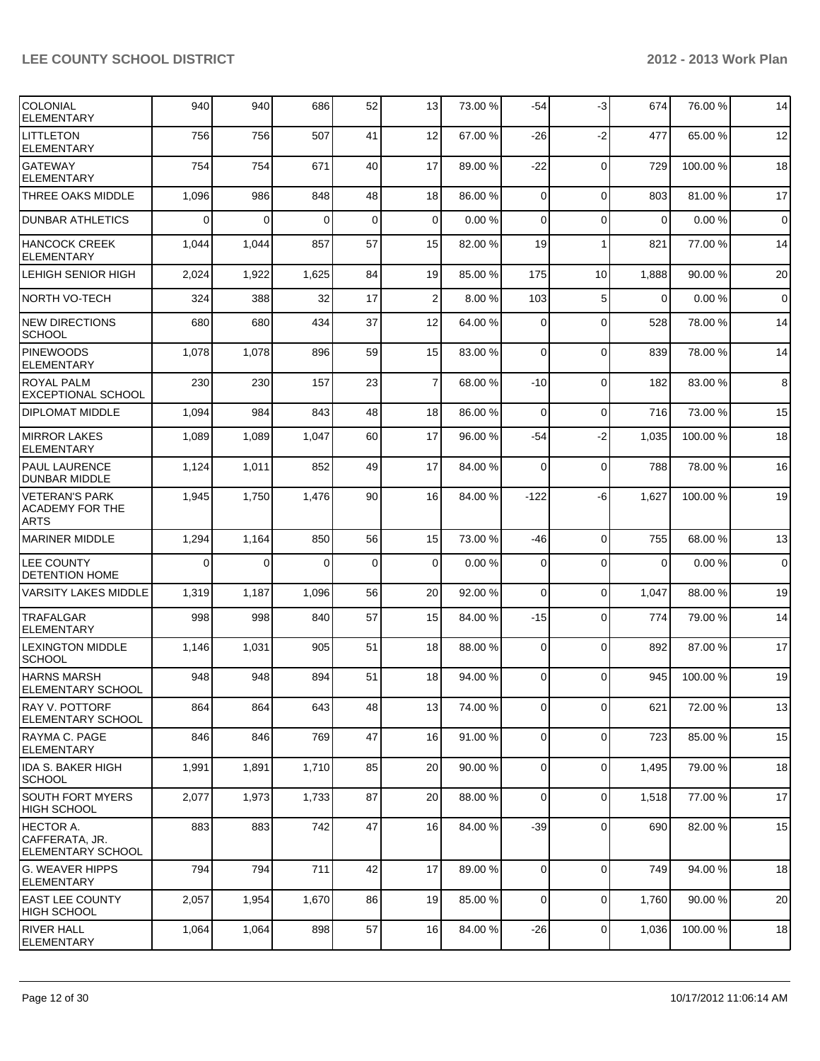| | | | | | | | | | | |
|---|---|---|---|---|---|---|---|---|---|---|
| COLONIAL ELEMENTARY | 940 | 940 | 686 | 52 | 13 | 73.00 % | -54 | -3 | 674 | 76.00 % | 14 |
| LITTLETON ELEMENTARY | 756 | 756 | 507 | 41 | 12 | 67.00 % | -26 | -2 | 477 | 65.00 % | 12 |
| GATEWAY ELEMENTARY | 754 | 754 | 671 | 40 | 17 | 89.00 % | -22 | 0 | 729 | 100.00 % | 18 |
| THREE OAKS MIDDLE | 1,096 | 986 | 848 | 48 | 18 | 86.00 % | 0 | 0 | 803 | 81.00 % | 17 |
| DUNBAR ATHLETICS | 0 | 0 | 0 | 0 | 0 | 0.00 % | 0 | 0 | 0 | 0.00 % | 0 |
| HANCOCK CREEK ELEMENTARY | 1,044 | 1,044 | 857 | 57 | 15 | 82.00 % | 19 | 1 | 821 | 77.00 % | 14 |
| LEHIGH SENIOR HIGH | 2,024 | 1,922 | 1,625 | 84 | 19 | 85.00 % | 175 | 10 | 1,888 | 90.00 % | 20 |
| NORTH VO-TECH | 324 | 388 | 32 | 17 | 2 | 8.00 % | 103 | 5 | 0 | 0.00 % | 0 |
| NEW DIRECTIONS SCHOOL | 680 | 680 | 434 | 37 | 12 | 64.00 % | 0 | 0 | 528 | 78.00 % | 14 |
| PINEWOODS ELEMENTARY | 1,078 | 1,078 | 896 | 59 | 15 | 83.00 % | 0 | 0 | 839 | 78.00 % | 14 |
| ROYAL PALM EXCEPTIONAL SCHOOL | 230 | 230 | 157 | 23 | 7 | 68.00 % | -10 | 0 | 182 | 83.00 % | 8 |
| DIPLOMAT MIDDLE | 1,094 | 984 | 843 | 48 | 18 | 86.00 % | 0 | 0 | 716 | 73.00 % | 15 |
| MIRROR LAKES ELEMENTARY | 1,089 | 1,089 | 1,047 | 60 | 17 | 96.00 % | -54 | -2 | 1,035 | 100.00 % | 18 |
| PAUL LAURENCE DUNBAR MIDDLE | 1,124 | 1,011 | 852 | 49 | 17 | 84.00 % | 0 | 0 | 788 | 78.00 % | 16 |
| VETERAN'S PARK ACADEMY FOR THE ARTS | 1,945 | 1,750 | 1,476 | 90 | 16 | 84.00 % | -122 | -6 | 1,627 | 100.00 % | 19 |
| MARINER MIDDLE | 1,294 | 1,164 | 850 | 56 | 15 | 73.00 % | -46 | 0 | 755 | 68.00 % | 13 |
| LEE COUNTY DETENTION HOME | 0 | 0 | 0 | 0 | 0 | 0.00 % | 0 | 0 | 0 | 0.00 % | 0 |
| VARSITY LAKES MIDDLE | 1,319 | 1,187 | 1,096 | 56 | 20 | 92.00 % | 0 | 0 | 1,047 | 88.00 % | 19 |
| TRAFALGAR ELEMENTARY | 998 | 998 | 840 | 57 | 15 | 84.00 % | -15 | 0 | 774 | 79.00 % | 14 |
| LEXINGTON MIDDLE SCHOOL | 1,146 | 1,031 | 905 | 51 | 18 | 88.00 % | 0 | 0 | 892 | 87.00 % | 17 |
| HARNS MARSH ELEMENTARY SCHOOL | 948 | 948 | 894 | 51 | 18 | 94.00 % | 0 | 0 | 945 | 100.00 % | 19 |
| RAY V. POTTORF ELEMENTARY SCHOOL | 864 | 864 | 643 | 48 | 13 | 74.00 % | 0 | 0 | 621 | 72.00 % | 13 |
| RAYMA C. PAGE ELEMENTARY | 846 | 846 | 769 | 47 | 16 | 91.00 % | 0 | 0 | 723 | 85.00 % | 15 |
| IDA S. BAKER HIGH SCHOOL | 1,991 | 1,891 | 1,710 | 85 | 20 | 90.00 % | 0 | 0 | 1,495 | 79.00 % | 18 |
| SOUTH FORT MYERS HIGH SCHOOL | 2,077 | 1,973 | 1,733 | 87 | 20 | 88.00 % | 0 | 0 | 1,518 | 77.00 % | 17 |
| HECTOR A. CAFFERATA, JR. ELEMENTARY SCHOOL | 883 | 883 | 742 | 47 | 16 | 84.00 % | -39 | 0 | 690 | 82.00 % | 15 |
| G. WEAVER HIPPS ELEMENTARY | 794 | 794 | 711 | 42 | 17 | 89.00 % | 0 | 0 | 749 | 94.00 % | 18 |
| EAST LEE COUNTY HIGH SCHOOL | 2,057 | 1,954 | 1,670 | 86 | 19 | 85.00 % | 0 | 0 | 1,760 | 90.00 % | 20 |
| RIVER HALL ELEMENTARY | 1,064 | 1,064 | 898 | 57 | 16 | 84.00 % | -26 | 0 | 1,036 | 100.00 % | 18 |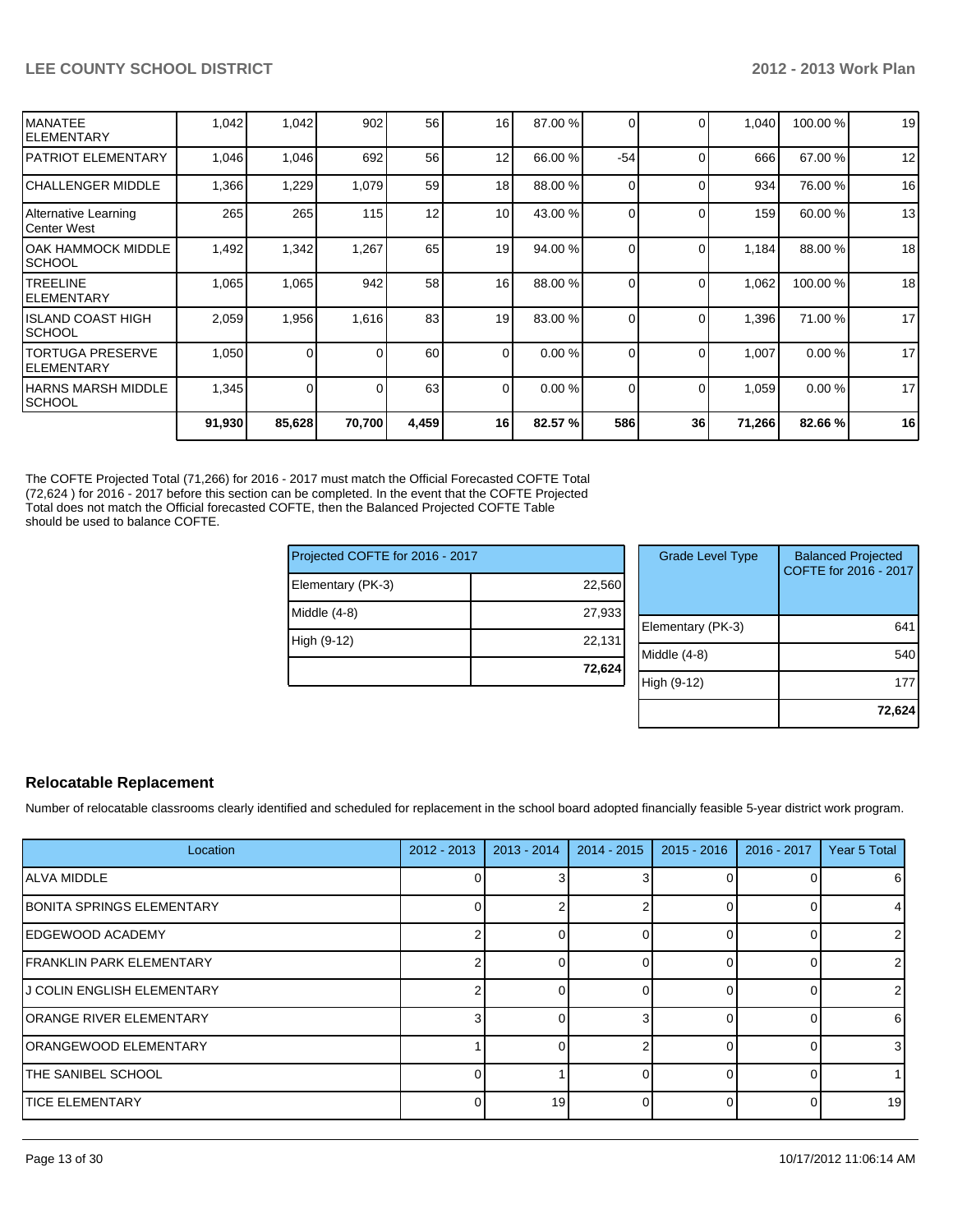| | | | | | | | | | | |
|---|---|---|---|---|---|---|---|---|---|---|
| MANATEE ELEMENTARY | 1,042 | 1,042 | 902 | 56 | 16 | 87.00 % | 0 | 0 | 1,040 | 100.00 % | 19 |
| PATRIOT ELEMENTARY | 1,046 | 1,046 | 692 | 56 | 12 | 66.00 % | -54 | 0 | 666 | 67.00 % | 12 |
| CHALLENGER MIDDLE | 1,366 | 1,229 | 1,079 | 59 | 18 | 88.00 % | 0 | 0 | 934 | 76.00 % | 16 |
| Alternative Learning Center West | 265 | 265 | 115 | 12 | 10 | 43.00 % | 0 | 0 | 159 | 60.00 % | 13 |
| OAK HAMMOCK MIDDLE SCHOOL | 1,492 | 1,342 | 1,267 | 65 | 19 | 94.00 % | 0 | 0 | 1,184 | 88.00 % | 18 |
| TREELINE ELEMENTARY | 1,065 | 1,065 | 942 | 58 | 16 | 88.00 % | 0 | 0 | 1,062 | 100.00 % | 18 |
| ISLAND COAST HIGH SCHOOL | 2,059 | 1,956 | 1,616 | 83 | 19 | 83.00 % | 0 | 0 | 1,396 | 71.00 % | 17 |
| TORTUGA PRESERVE ELEMENTARY | 1,050 | 0 | 0 | 60 | 0 | 0.00 % | 0 | 0 | 1,007 | 0.00 % | 17 |
| HARNS MARSH MIDDLE SCHOOL | 1,345 | 0 | 0 | 63 | 0 | 0.00 % | 0 | 0 | 1,059 | 0.00 % | 17 |
| | **91,930** | **85,628** | **70,700** | **4,459** | **16** | **82.57 %** | **586** | **36** | **71,266** | **82.66 %** | **16** |

The COFTE Projected Total (71,266) for 2016 - 2017 must match the Official Forecasted COFTE Total (72,624 ) for 2016 - 2017 before this section can be completed. In the event that the COFTE Projected Total does not match the Official forecasted COFTE, then the Balanced Projected COFTE Table should be used to balance COFTE.

| Projected COFTE for 2016 - 2017 | |
|---|---|
| Elementary (PK-3) | 22,560 |
| Middle (4-8) | 27,933 |
| High (9-12) | 22,131 |
| | **72,624** |

| Grade Level Type | Balanced Projected COFTE for 2016 - 2017 |
|---|---|
| Elementary (PK-3) | 641 |
| Middle (4-8) | 540 |
| High (9-12) | 177 |
| | **72,624** |

### Relocatable Replacement

Number of relocatable classrooms clearly identified and scheduled for replacement in the school board adopted financially feasible 5-year district work program.

| Location | 2012 - 2013 | 2013 - 2014 | 2014 - 2015 | 2015 - 2016 | 2016 - 2017 | Year 5 Total |
|---|---|---|---|---|---|---|
| ALVA MIDDLE | 0 | 3 | 3 | 0 | 0 | 6 |
| BONITA SPRINGS ELEMENTARY | 0 | 2 | 2 | 0 | 0 | 4 |
| EDGEWOOD ACADEMY | 2 | 0 | 0 | 0 | 0 | 2 |
| FRANKLIN PARK ELEMENTARY | 2 | 0 | 0 | 0 | 0 | 2 |
| J COLIN ENGLISH ELEMENTARY | 2 | 0 | 0 | 0 | 0 | 2 |
| ORANGE RIVER ELEMENTARY | 3 | 0 | 3 | 0 | 0 | 6 |
| ORANGEWOOD ELEMENTARY | 1 | 0 | 2 | 0 | 0 | 3 |
| THE SANIBEL SCHOOL | 0 | 1 | 0 | 0 | 0 | 1 |
| TICE ELEMENTARY | 0 | 19 | 0 | 0 | 0 | 19 |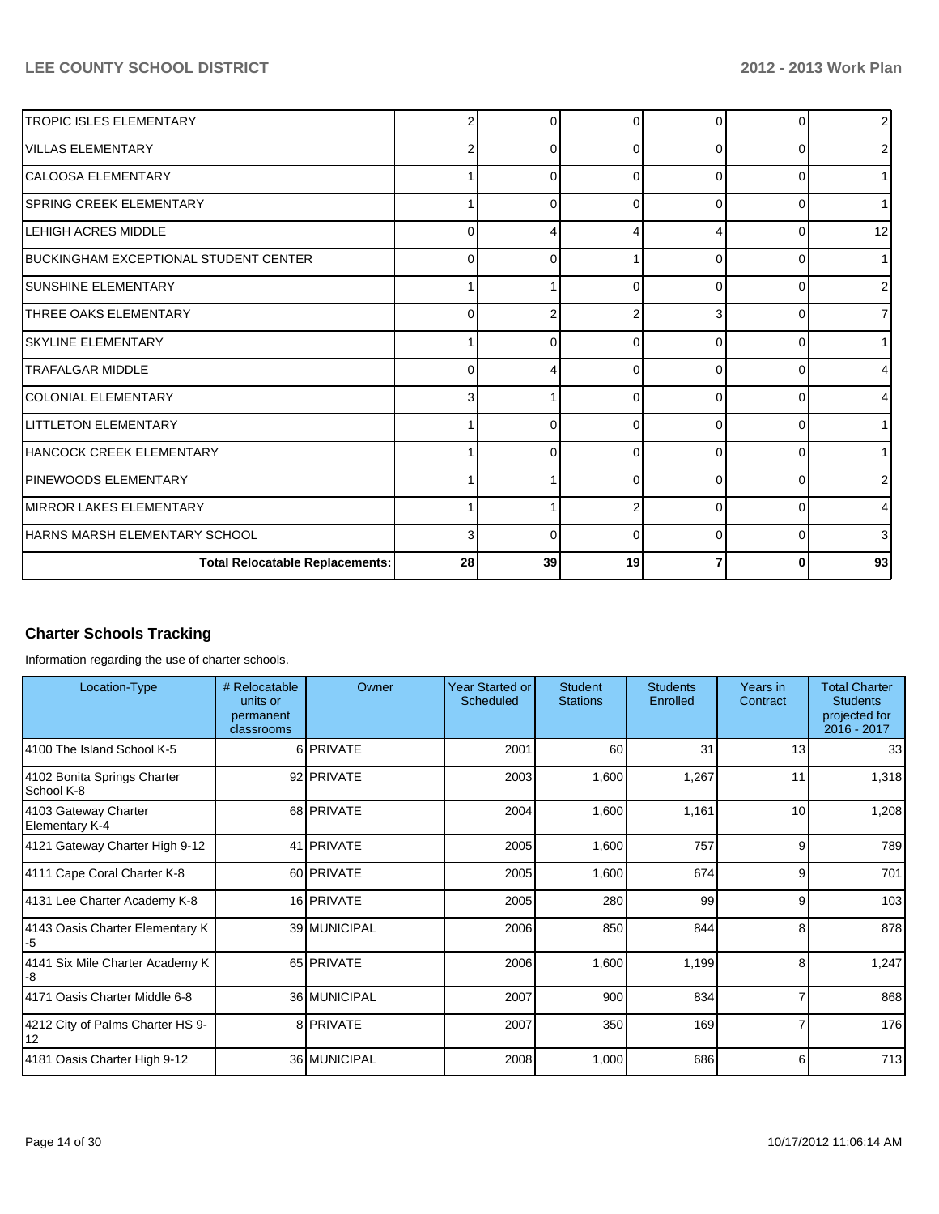| | | | | | | |
|---|---|---|---|---|---|---|
| TROPIC ISLES ELEMENTARY | 2 | 0 | 0 | 0 | 0 | 2 |
| VILLAS ELEMENTARY | 2 | 0 | 0 | 0 | 0 | 2 |
| CALOOSA ELEMENTARY | 1 | 0 | 0 | 0 | 0 | 1 |
| SPRING CREEK ELEMENTARY | 1 | 0 | 0 | 0 | 0 | 1 |
| LEHIGH ACRES MIDDLE | 0 | 4 | 4 | 4 | 0 | 12 |
| BUCKINGHAM EXCEPTIONAL STUDENT CENTER | 0 | 0 | 1 | 0 | 0 | 1 |
| SUNSHINE ELEMENTARY | 1 | 1 | 0 | 0 | 0 | 2 |
| THREE OAKS ELEMENTARY | 0 | 2 | 2 | 3 | 0 | 7 |
| SKYLINE ELEMENTARY | 1 | 0 | 0 | 0 | 0 | 1 |
| TRAFALGAR MIDDLE | 0 | 4 | 0 | 0 | 0 | 4 |
| COLONIAL ELEMENTARY | 3 | 1 | 0 | 0 | 0 | 4 |
| LITTLETON ELEMENTARY | 1 | 0 | 0 | 0 | 0 | 1 |
| HANCOCK CREEK ELEMENTARY | 1 | 0 | 0 | 0 | 0 | 1 |
| PINEWOODS ELEMENTARY | 1 | 1 | 0 | 0 | 0 | 2 |
| MIRROR LAKES ELEMENTARY | 1 | 1 | 2 | 0 | 0 | 4 |
| HARNS MARSH ELEMENTARY SCHOOL | 3 | 0 | 0 | 0 | 0 | 3 |
| **Total Relocatable Replacements:** | **28** | **39** | **19** | **7** | **0** | **93** |

## Charter Schools Tracking

Information regarding the use of charter schools.

| Location-Type | # Relocatable units or permanent classrooms | Owner | Year Started or Scheduled | Student Stations | Students Enrolled | Years in Contract | Total Charter Students projected for 2016 - 2017 |
|---|---|---|---|---|---|---|---|
| 4100 The Island School K-5 | 6 | PRIVATE | 2001 | 60 | 31 | 13 | 33 |
| 4102 Bonita Springs Charter School K-8 | 92 | PRIVATE | 2003 | 1,600 | 1,267 | 11 | 1,318 |
| 4103 Gateway Charter Elementary K-4 | 68 | PRIVATE | 2004 | 1,600 | 1,161 | 10 | 1,208 |
| 4121 Gateway Charter High 9-12 | 41 | PRIVATE | 2005 | 1,600 | 757 | 9 | 789 |
| 4111 Cape Coral Charter K-8 | 60 | PRIVATE | 2005 | 1,600 | 674 | 9 | 701 |
| 4131 Lee Charter Academy K-8 | 16 | PRIVATE | 2005 | 280 | 99 | 9 | 103 |
| 4143 Oasis Charter Elementary K-5 | 39 | MUNICIPAL | 2006 | 850 | 844 | 8 | 878 |
| 4141 Six Mile Charter Academy K-8 | 65 | PRIVATE | 2006 | 1,600 | 1,199 | 8 | 1,247 |
| 4171 Oasis Charter Middle 6-8 | 36 | MUNICIPAL | 2007 | 900 | 834 | 7 | 868 |
| 4212 City of Palms Charter HS 9-12 | 8 | PRIVATE | 2007 | 350 | 169 | 7 | 176 |
| 4181 Oasis Charter High 9-12 | 36 | MUNICIPAL | 2008 | 1,000 | 686 | 6 | 713 |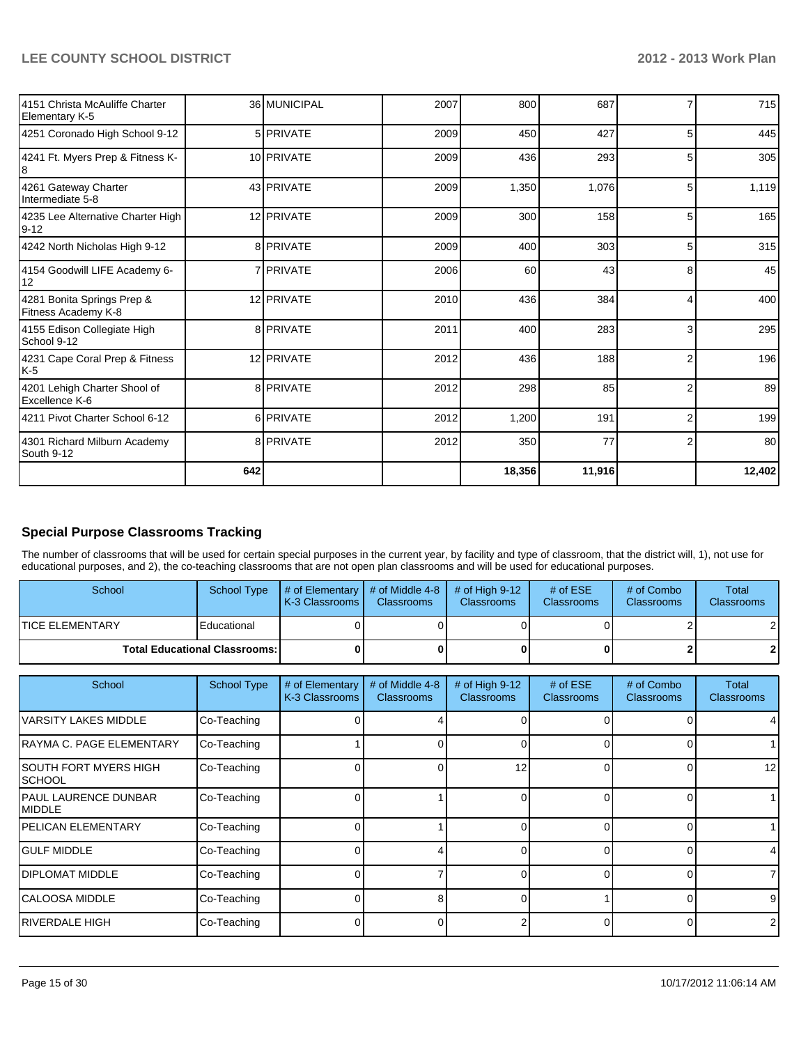| | | | | | | | |
|---|---|---|---|---|---|---|---|
| 4151 Christa McAuliffe Charter Elementary K-5 | 36 | MUNICIPAL | 2007 | 800 | 687 | 7 | 715 |
| 4251 Coronado High School 9-12 | 5 | PRIVATE | 2009 | 450 | 427 | 5 | 445 |
| 4241 Ft. Myers Prep & Fitness K-8 | 10 | PRIVATE | 2009 | 436 | 293 | 5 | 305 |
| 4261 Gateway Charter Intermediate 5-8 | 43 | PRIVATE | 2009 | 1,350 | 1,076 | 5 | 1,119 |
| 4235 Lee Alternative Charter High 9-12 | 12 | PRIVATE | 2009 | 300 | 158 | 5 | 165 |
| 4242 North Nicholas High 9-12 | 8 | PRIVATE | 2009 | 400 | 303 | 5 | 315 |
| 4154 Goodwill LIFE Academy 6-12 | 7 | PRIVATE | 2006 | 60 | 43 | 8 | 45 |
| 4281 Bonita Springs Prep & Fitness Academy K-8 | 12 | PRIVATE | 2010 | 436 | 384 | 4 | 400 |
| 4155 Edison Collegiate High School 9-12 | 8 | PRIVATE | 2011 | 400 | 283 | 3 | 295 |
| 4231 Cape Coral Prep & Fitness K-5 | 12 | PRIVATE | 2012 | 436 | 188 | 2 | 196 |
| 4201 Lehigh Charter Shool of Excellence K-6 | 8 | PRIVATE | 2012 | 298 | 85 | 2 | 89 |
| 4211 Pivot Charter School 6-12 | 6 | PRIVATE | 2012 | 1,200 | 191 | 2 | 199 |
| 4301 Richard Milburn Academy South 9-12 | 8 | PRIVATE | 2012 | 350 | 77 | 2 | 80 |
| | **642** | | | **18,356** | **11,916** | | **12,402** |

### Special Purpose Classrooms Tracking

The number of classrooms that will be used for certain special purposes in the current year, by facility and type of classroom, that the district will, 1), not use for educational purposes, and 2), the co-teaching classrooms that are not open plan classrooms and will be used for educational purposes.

| School | School Type | # of Elementary K-3 Classrooms | # of Middle 4-8 Classrooms | # of High 9-12 Classrooms | # of ESE Classrooms | # of Combo Classrooms | Total Classrooms |
|---|---|---|---|---|---|---|---|
| TICE ELEMENTARY | Educational | 0 | 0 | 0 | 0 | 2 | 2 |
| **Total Educational Classrooms:** | | **0** | **0** | **0** | **0** | **2** | **2** |

| School | School Type | # of Elementary K-3 Classrooms | # of Middle 4-8 Classrooms | # of High 9-12 Classrooms | # of ESE Classrooms | # of Combo Classrooms | Total Classrooms |
|---|---|---|---|---|---|---|---|
| VARSITY LAKES MIDDLE | Co-Teaching | 0 | 4 | 0 | 0 | 0 | 4 |
| RAYMA C. PAGE ELEMENTARY | Co-Teaching | 1 | 0 | 0 | 0 | 0 | 1 |
| SOUTH FORT MYERS HIGH SCHOOL | Co-Teaching | 0 | 0 | 12 | 0 | 0 | 12 |
| PAUL LAURENCE DUNBAR MIDDLE | Co-Teaching | 0 | 1 | 0 | 0 | 0 | 1 |
| PELICAN ELEMENTARY | Co-Teaching | 0 | 1 | 0 | 0 | 0 | 1 |
| GULF MIDDLE | Co-Teaching | 0 | 4 | 0 | 0 | 0 | 4 |
| DIPLOMAT MIDDLE | Co-Teaching | 0 | 7 | 0 | 0 | 0 | 7 |
| CALOOSA MIDDLE | Co-Teaching | 0 | 8 | 0 | 1 | 0 | 9 |
| RIVERDALE HIGH | Co-Teaching | 0 | 0 | 2 | 0 | 0 | 2 |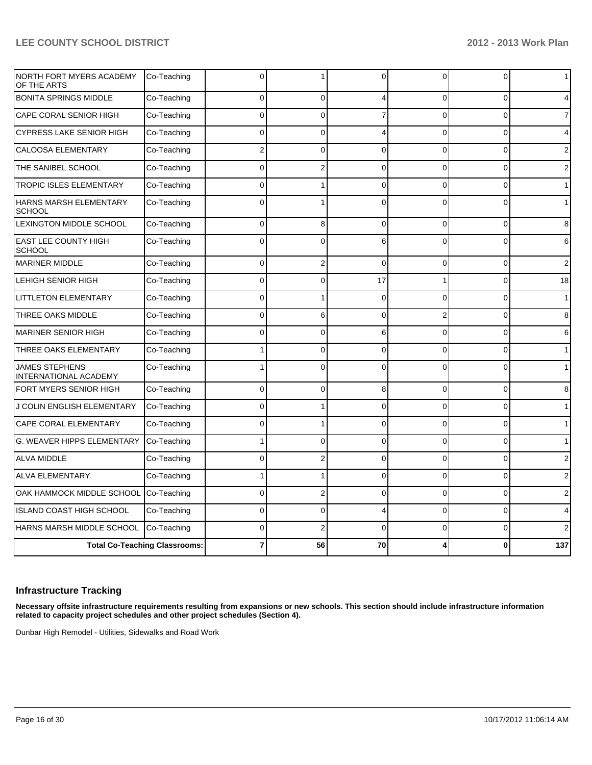| | | | | | | | |
|---|---|---|---|---|---|---|---|
| NORTH FORT MYERS ACADEMY OF THE ARTS | Co-Teaching | 0 | 1 | 0 | 0 | 0 | 1 |
| BONITA SPRINGS MIDDLE | Co-Teaching | 0 | 0 | 4 | 0 | 0 | 4 |
| CAPE CORAL SENIOR HIGH | Co-Teaching | 0 | 0 | 7 | 0 | 0 | 7 |
| CYPRESS LAKE SENIOR HIGH | Co-Teaching | 0 | 0 | 4 | 0 | 0 | 4 |
| CALOOSA ELEMENTARY | Co-Teaching | 2 | 0 | 0 | 0 | 0 | 2 |
| THE SANIBEL SCHOOL | Co-Teaching | 0 | 2 | 0 | 0 | 0 | 2 |
| TROPIC ISLES ELEMENTARY | Co-Teaching | 0 | 1 | 0 | 0 | 0 | 1 |
| HARNS MARSH ELEMENTARY SCHOOL | Co-Teaching | 0 | 1 | 0 | 0 | 0 | 1 |
| LEXINGTON MIDDLE SCHOOL | Co-Teaching | 0 | 8 | 0 | 0 | 0 | 8 |
| EAST LEE COUNTY HIGH SCHOOL | Co-Teaching | 0 | 0 | 6 | 0 | 0 | 6 |
| MARINER MIDDLE | Co-Teaching | 0 | 2 | 0 | 0 | 0 | 2 |
| LEHIGH SENIOR HIGH | Co-Teaching | 0 | 0 | 17 | 1 | 0 | 18 |
| LITTLETON ELEMENTARY | Co-Teaching | 0 | 1 | 0 | 0 | 0 | 1 |
| THREE OAKS MIDDLE | Co-Teaching | 0 | 6 | 0 | 2 | 0 | 8 |
| MARINER SENIOR HIGH | Co-Teaching | 0 | 0 | 6 | 0 | 0 | 6 |
| THREE OAKS ELEMENTARY | Co-Teaching | 1 | 0 | 0 | 0 | 0 | 1 |
| JAMES STEPHENS INTERNATIONAL ACADEMY | Co-Teaching | 1 | 0 | 0 | 0 | 0 | 1 |
| FORT MYERS SENIOR HIGH | Co-Teaching | 0 | 0 | 8 | 0 | 0 | 8 |
| J COLIN ENGLISH ELEMENTARY | Co-Teaching | 0 | 1 | 0 | 0 | 0 | 1 |
| CAPE CORAL ELEMENTARY | Co-Teaching | 0 | 1 | 0 | 0 | 0 | 1 |
| G. WEAVER HIPPS ELEMENTARY | Co-Teaching | 1 | 0 | 0 | 0 | 0 | 1 |
| ALVA MIDDLE | Co-Teaching | 0 | 2 | 0 | 0 | 0 | 2 |
| ALVA ELEMENTARY | Co-Teaching | 1 | 1 | 0 | 0 | 0 | 2 |
| OAK HAMMOCK MIDDLE SCHOOL | Co-Teaching | 0 | 2 | 0 | 0 | 0 | 2 |
| ISLAND COAST HIGH SCHOOL | Co-Teaching | 0 | 0 | 4 | 0 | 0 | 4 |
| HARNS MARSH MIDDLE SCHOOL | Co-Teaching | 0 | 2 | 0 | 0 | 0 | 2 |
| **Total Co-Teaching Classrooms:** | | **7** | **56** | **70** | **4** | **0** | **137** |

### Infrastructure Tracking

**Necessary offsite infrastructure requirements resulting from expansions or new schools. This section should include infrastructure information related to capacity project schedules and other project schedules (Section 4).**

Dunbar High Remodel - Utilities, Sidewalks and Road Work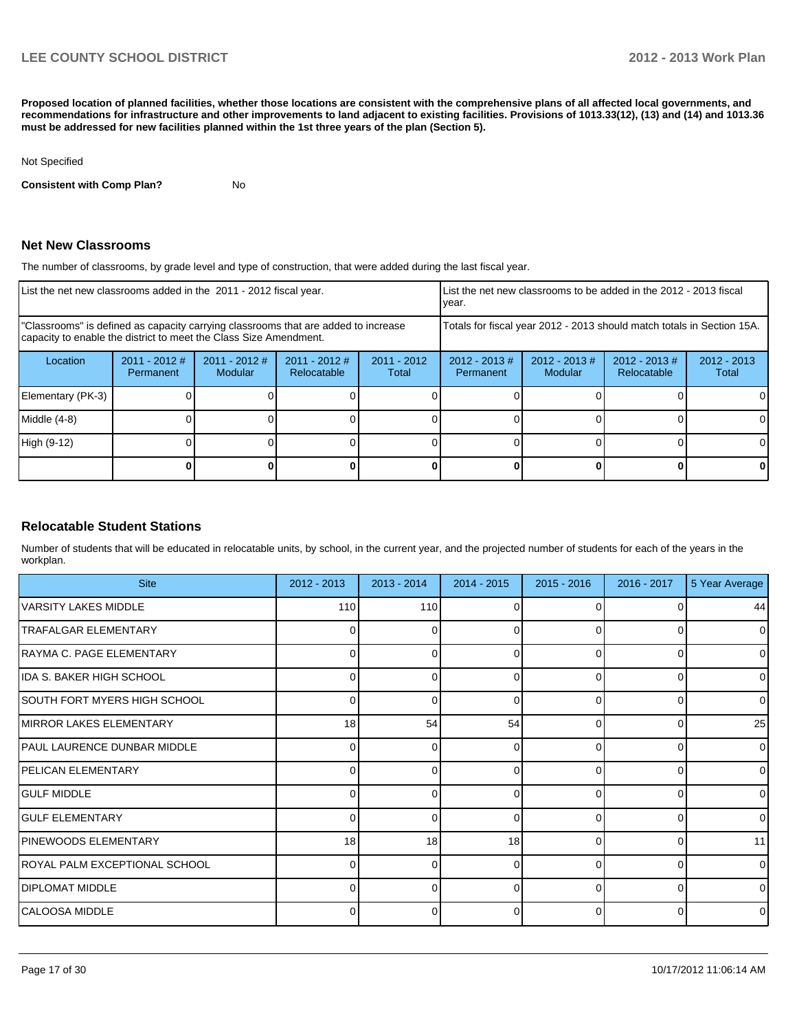**Proposed location of planned facilities, whether those locations are consistent with the comprehensive plans of all affected local governments, and recommendations for infrastructure and other improvements to land adjacent to existing facilities. Provisions of 1013.33(12), (13) and (14) and 1013.36 must be addressed for new facilities planned within the 1st three years of the plan (Section 5).**

Not Specified

**Consistent with Comp Plan?** No

## Net New Classrooms

The number of classrooms, by grade level and type of construction, that were added during the last fiscal year.

| List the net new classrooms added in the 2011 - 2012 fiscal year. | | | | | List the net new classrooms to be added in the 2012 - 2013 fiscal year. | | | |
|---|---|---|---|---|---|---|---|---|
| "Classrooms" is defined as capacity carrying classrooms that are added to increase capacity to enable the district to meet the Class Size Amendment. | | | | | Totals for fiscal year 2012 - 2013 should match totals in Section 15A. | | | |
| Location | 2011 - 2012 # Permanent | 2011 - 2012 # Modular | 2011 - 2012 # Relocatable | 2011 - 2012 Total | 2012 - 2013 # Permanent | 2012 - 2013 # Modular | 2012 - 2013 # Relocatable | 2012 - 2013 Total |
| Elementary (PK-3) | 0 | 0 | 0 | 0 | 0 | 0 | 0 | 0 |
| Middle (4-8) | 0 | 0 | 0 | 0 | 0 | 0 | 0 | 0 |
| High (9-12) | 0 | 0 | 0 | 0 | 0 | 0 | 0 | 0 |
| | **0** | **0** | **0** | **0** | **0** | **0** | **0** | **0** |

## Relocatable Student Stations

Number of students that will be educated in relocatable units, by school, in the current year, and the projected number of students for each of the years in the workplan.

| Site | 2012 - 2013 | 2013 - 2014 | 2014 - 2015 | 2015 - 2016 | 2016 - 2017 | 5 Year Average |
|---|---|---|---|---|---|---|
| VARSITY LAKES MIDDLE | 110 | 110 | 0 | 0 | 0 | 44 |
| TRAFALGAR ELEMENTARY | 0 | 0 | 0 | 0 | 0 | 0 |
| RAYMA C. PAGE ELEMENTARY | 0 | 0 | 0 | 0 | 0 | 0 |
| IDA S. BAKER HIGH SCHOOL | 0 | 0 | 0 | 0 | 0 | 0 |
| SOUTH FORT MYERS HIGH SCHOOL | 0 | 0 | 0 | 0 | 0 | 0 |
| MIRROR LAKES ELEMENTARY | 18 | 54 | 54 | 0 | 0 | 25 |
| PAUL LAURENCE DUNBAR MIDDLE | 0 | 0 | 0 | 0 | 0 | 0 |
| PELICAN ELEMENTARY | 0 | 0 | 0 | 0 | 0 | 0 |
| GULF MIDDLE | 0 | 0 | 0 | 0 | 0 | 0 |
| GULF ELEMENTARY | 0 | 0 | 0 | 0 | 0 | 0 |
| PINEWOODS ELEMENTARY | 18 | 18 | 18 | 0 | 0 | 11 |
| ROYAL PALM EXCEPTIONAL SCHOOL | 0 | 0 | 0 | 0 | 0 | 0 |
| DIPLOMAT MIDDLE | 0 | 0 | 0 | 0 | 0 | 0 |
| CALOOSA MIDDLE | 0 | 0 | 0 | 0 | 0 | 0 |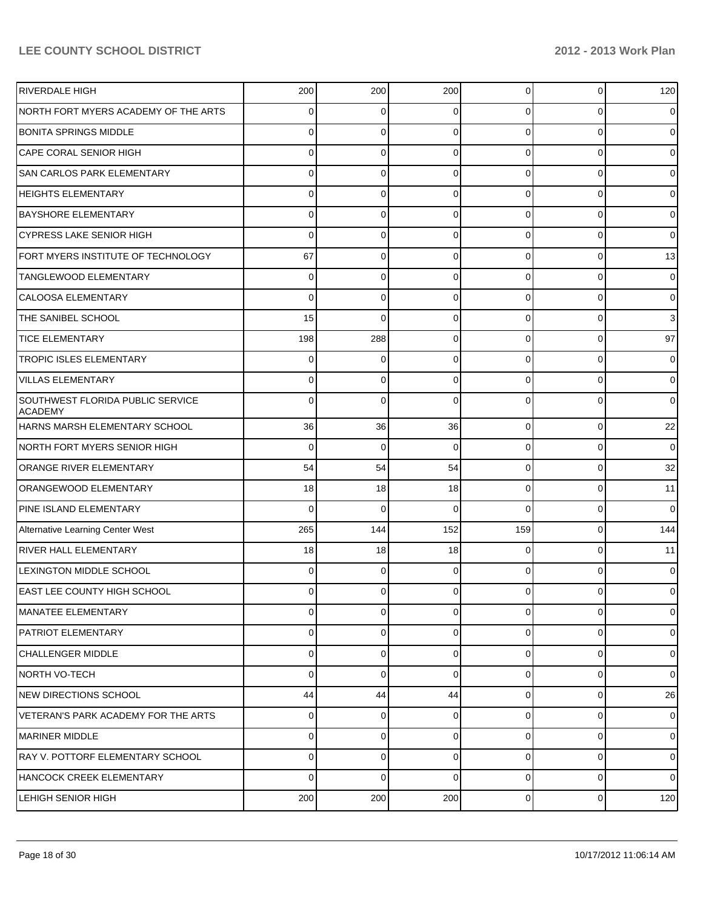| | | | | | | |
|---|---|---|---|---|---|---|
| RIVERDALE HIGH | 200 | 200 | 200 | 0 | 0 | 120 |
| NORTH FORT MYERS ACADEMY OF THE ARTS | 0 | 0 | 0 | 0 | 0 | 0 |
| BONITA SPRINGS MIDDLE | 0 | 0 | 0 | 0 | 0 | 0 |
| CAPE CORAL SENIOR HIGH | 0 | 0 | 0 | 0 | 0 | 0 |
| SAN CARLOS PARK ELEMENTARY | 0 | 0 | 0 | 0 | 0 | 0 |
| HEIGHTS ELEMENTARY | 0 | 0 | 0 | 0 | 0 | 0 |
| BAYSHORE ELEMENTARY | 0 | 0 | 0 | 0 | 0 | 0 |
| CYPRESS LAKE SENIOR HIGH | 0 | 0 | 0 | 0 | 0 | 0 |
| FORT MYERS INSTITUTE OF TECHNOLOGY | 67 | 0 | 0 | 0 | 0 | 13 |
| TANGLEWOOD ELEMENTARY | 0 | 0 | 0 | 0 | 0 | 0 |
| CALOOSA ELEMENTARY | 0 | 0 | 0 | 0 | 0 | 0 |
| THE SANIBEL SCHOOL | 15 | 0 | 0 | 0 | 0 | 3 |
| TICE ELEMENTARY | 198 | 288 | 0 | 0 | 0 | 97 |
| TROPIC ISLES ELEMENTARY | 0 | 0 | 0 | 0 | 0 | 0 |
| VILLAS ELEMENTARY | 0 | 0 | 0 | 0 | 0 | 0 |
| SOUTHWEST FLORIDA PUBLIC SERVICE ACADEMY | 0 | 0 | 0 | 0 | 0 | 0 |
| HARNS MARSH ELEMENTARY SCHOOL | 36 | 36 | 36 | 0 | 0 | 22 |
| NORTH FORT MYERS SENIOR HIGH | 0 | 0 | 0 | 0 | 0 | 0 |
| ORANGE RIVER ELEMENTARY | 54 | 54 | 54 | 0 | 0 | 32 |
| ORANGEWOOD ELEMENTARY | 18 | 18 | 18 | 0 | 0 | 11 |
| PINE ISLAND ELEMENTARY | 0 | 0 | 0 | 0 | 0 | 0 |
| Alternative Learning Center West | 265 | 144 | 152 | 159 | 0 | 144 |
| RIVER HALL ELEMENTARY | 18 | 18 | 18 | 0 | 0 | 11 |
| LEXINGTON MIDDLE SCHOOL | 0 | 0 | 0 | 0 | 0 | 0 |
| EAST LEE COUNTY HIGH SCHOOL | 0 | 0 | 0 | 0 | 0 | 0 |
| MANATEE ELEMENTARY | 0 | 0 | 0 | 0 | 0 | 0 |
| PATRIOT ELEMENTARY | 0 | 0 | 0 | 0 | 0 | 0 |
| CHALLENGER MIDDLE | 0 | 0 | 0 | 0 | 0 | 0 |
| NORTH VO-TECH | 0 | 0 | 0 | 0 | 0 | 0 |
| NEW DIRECTIONS SCHOOL | 44 | 44 | 44 | 0 | 0 | 26 |
| VETERAN'S PARK ACADEMY FOR THE ARTS | 0 | 0 | 0 | 0 | 0 | 0 |
| MARINER MIDDLE | 0 | 0 | 0 | 0 | 0 | 0 |
| RAY V. POTTORF ELEMENTARY SCHOOL | 0 | 0 | 0 | 0 | 0 | 0 |
| HANCOCK CREEK ELEMENTARY | 0 | 0 | 0 | 0 | 0 | 0 |
| LEHIGH SENIOR HIGH | 200 | 200 | 200 | 0 | 0 | 120 |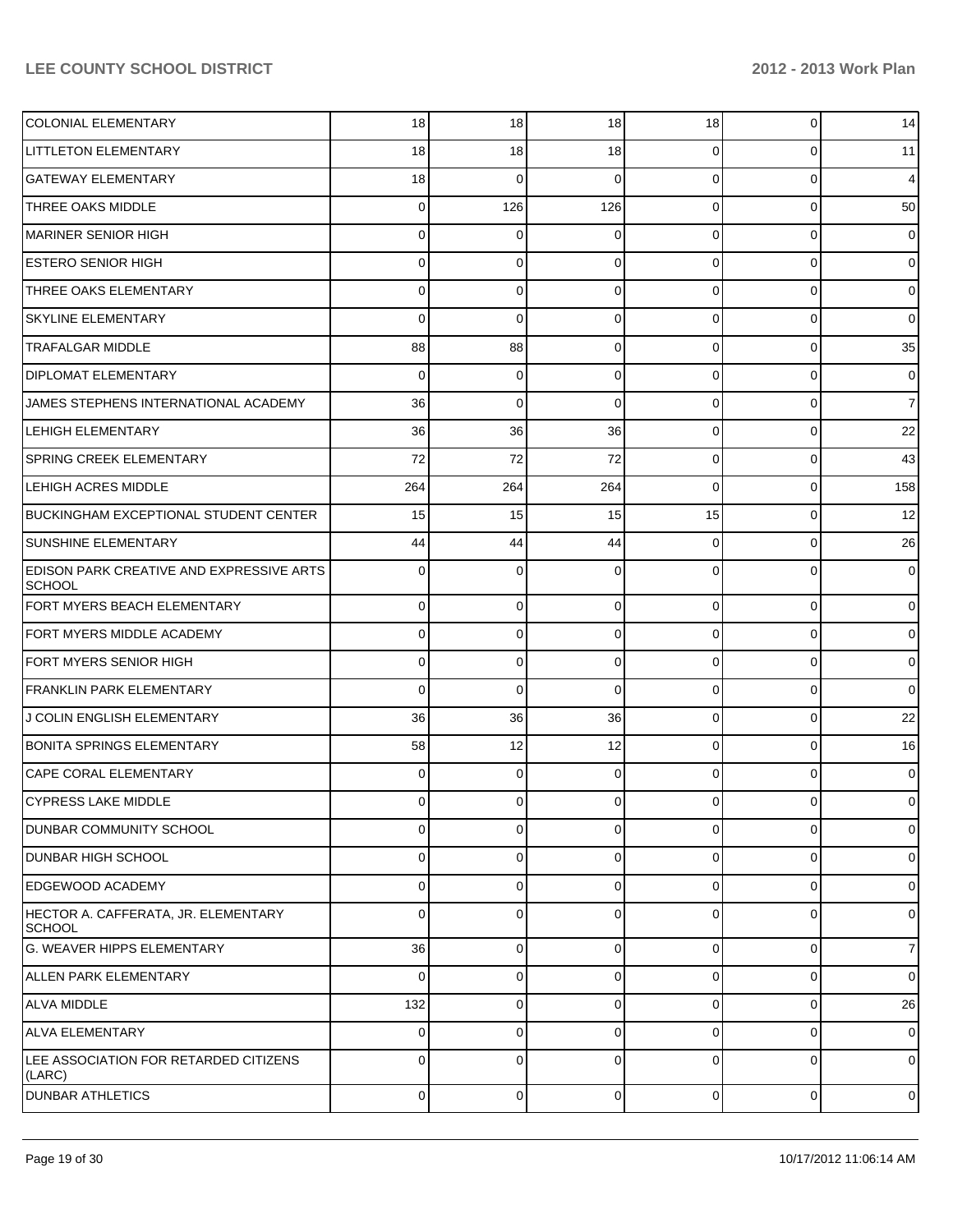| | | | | | | |
|---|---|---|---|---|---|---|
| COLONIAL ELEMENTARY | 18 | 18 | 18 | 18 | 0 | 14 |
| LITTLETON ELEMENTARY | 18 | 18 | 18 | 0 | 0 | 11 |
| GATEWAY ELEMENTARY | 18 | 0 | 0 | 0 | 0 | 4 |
| THREE OAKS MIDDLE | 0 | 126 | 126 | 0 | 0 | 50 |
| MARINER SENIOR HIGH | 0 | 0 | 0 | 0 | 0 | 0 |
| ESTERO SENIOR HIGH | 0 | 0 | 0 | 0 | 0 | 0 |
| THREE OAKS ELEMENTARY | 0 | 0 | 0 | 0 | 0 | 0 |
| SKYLINE ELEMENTARY | 0 | 0 | 0 | 0 | 0 | 0 |
| TRAFALGAR MIDDLE | 88 | 88 | 0 | 0 | 0 | 35 |
| DIPLOMAT ELEMENTARY | 0 | 0 | 0 | 0 | 0 | 0 |
| JAMES STEPHENS INTERNATIONAL ACADEMY | 36 | 0 | 0 | 0 | 0 | 7 |
| LEHIGH ELEMENTARY | 36 | 36 | 36 | 0 | 0 | 22 |
| SPRING CREEK ELEMENTARY | 72 | 72 | 72 | 0 | 0 | 43 |
| LEHIGH ACRES MIDDLE | 264 | 264 | 264 | 0 | 0 | 158 |
| BUCKINGHAM EXCEPTIONAL STUDENT CENTER | 15 | 15 | 15 | 15 | 0 | 12 |
| SUNSHINE ELEMENTARY | 44 | 44 | 44 | 0 | 0 | 26 |
| EDISON PARK CREATIVE AND EXPRESSIVE ARTS SCHOOL | 0 | 0 | 0 | 0 | 0 | 0 |
| FORT MYERS BEACH ELEMENTARY | 0 | 0 | 0 | 0 | 0 | 0 |
| FORT MYERS MIDDLE ACADEMY | 0 | 0 | 0 | 0 | 0 | 0 |
| FORT MYERS SENIOR HIGH | 0 | 0 | 0 | 0 | 0 | 0 |
| FRANKLIN PARK ELEMENTARY | 0 | 0 | 0 | 0 | 0 | 0 |
| J COLIN ENGLISH ELEMENTARY | 36 | 36 | 36 | 0 | 0 | 22 |
| BONITA SPRINGS ELEMENTARY | 58 | 12 | 12 | 0 | 0 | 16 |
| CAPE CORAL ELEMENTARY | 0 | 0 | 0 | 0 | 0 | 0 |
| CYPRESS LAKE MIDDLE | 0 | 0 | 0 | 0 | 0 | 0 |
| DUNBAR COMMUNITY SCHOOL | 0 | 0 | 0 | 0 | 0 | 0 |
| DUNBAR HIGH SCHOOL | 0 | 0 | 0 | 0 | 0 | 0 |
| EDGEWOOD ACADEMY | 0 | 0 | 0 | 0 | 0 | 0 |
| HECTOR A. CAFFERATA, JR. ELEMENTARY SCHOOL | 0 | 0 | 0 | 0 | 0 | 0 |
| G. WEAVER HIPPS ELEMENTARY | 36 | 0 | 0 | 0 | 0 | 7 |
| ALLEN PARK ELEMENTARY | 0 | 0 | 0 | 0 | 0 | 0 |
| ALVA MIDDLE | 132 | 0 | 0 | 0 | 0 | 26 |
| ALVA ELEMENTARY | 0 | 0 | 0 | 0 | 0 | 0 |
| LEE ASSOCIATION FOR RETARDED CITIZENS (LARC) | 0 | 0 | 0 | 0 | 0 | 0 |
| DUNBAR ATHLETICS | 0 | 0 | 0 | 0 | 0 | 0 |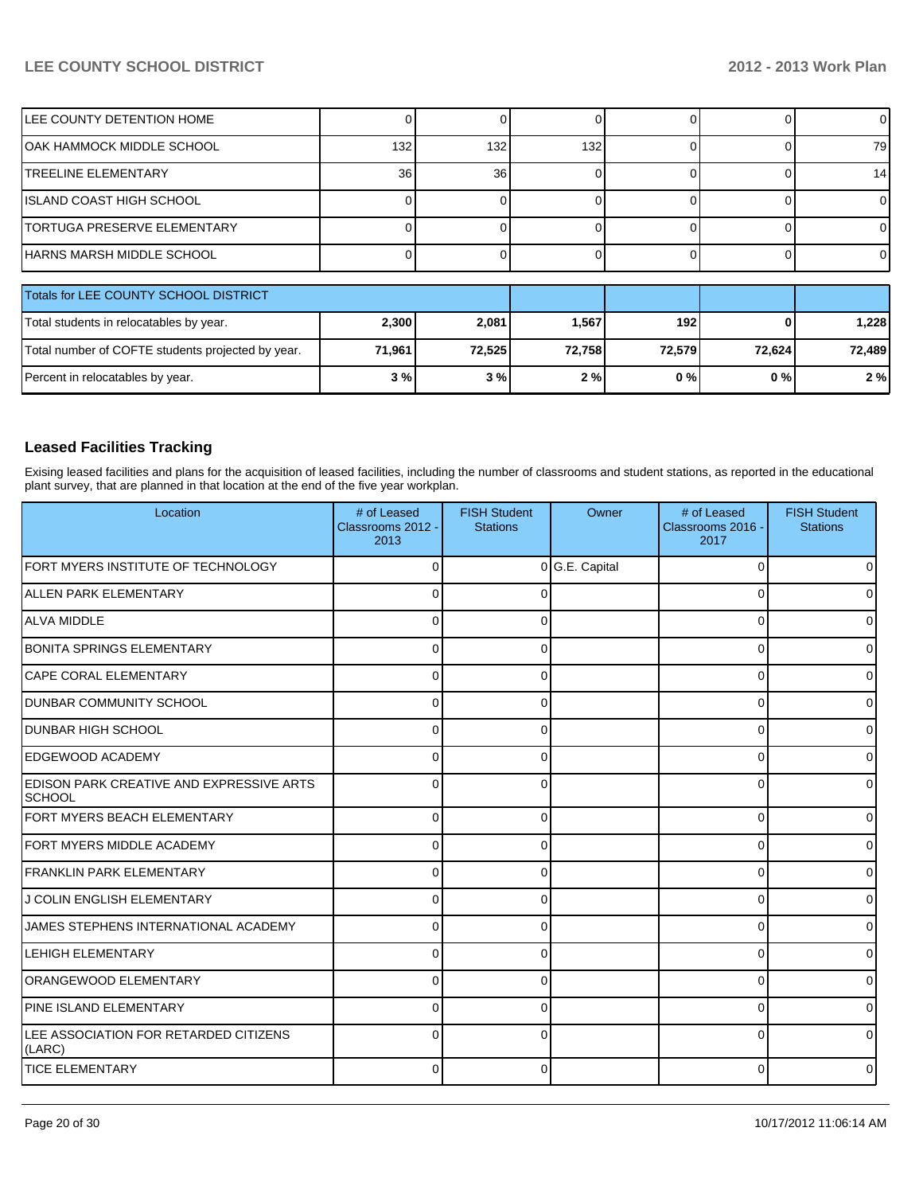| | | | | | | |
|---|---|---|---|---|---|---|
| LEE COUNTY DETENTION HOME | 0 | 0 | 0 | 0 | 0 | 0 |
| OAK HAMMOCK MIDDLE SCHOOL | 132 | 132 | 132 | 0 | 0 | 79 |
| TREELINE ELEMENTARY | 36 | 36 | 0 | 0 | 0 | 14 |
| ISLAND COAST HIGH SCHOOL | 0 | 0 | 0 | 0 | 0 | 0 |
| TORTUGA PRESERVE ELEMENTARY | 0 | 0 | 0 | 0 | 0 | 0 |
| HARNS MARSH MIDDLE SCHOOL | 0 | 0 | 0 | 0 | 0 | 0 |

| Totals for LEE COUNTY SCHOOL DISTRICT | | | | | | |
|---|---|---|---|---|---|---|
| Total students in relocatables by year. | **2,300** | **2,081** | **1,567** | **192** | **0** | **1,228** |
| Total number of COFTE students projected by year. | **71,961** | **72,525** | **72,758** | **72,579** | **72,624** | **72,489** |
| Percent in relocatables by year. | **3 %** | **3 %** | **2 %** | **0 %** | **0 %** | **2 %** |

## Leased Facilities Tracking

Exising leased facilities and plans for the acquisition of leased facilities, including the number of classrooms and student stations, as reported in the educational plant survey, that are planned in that location at the end of the five year workplan.

| Location | # of Leased Classrooms 2012 - 2013 | FISH Student Stations | Owner | # of Leased Classrooms 2016 - 2017 | FISH Student Stations |
|---|---|---|---|---|---|
| FORT MYERS INSTITUTE OF TECHNOLOGY | 0 | 0 | G.E. Capital | 0 | 0 |
| ALLEN PARK ELEMENTARY | 0 | 0 | | 0 | 0 |
| ALVA MIDDLE | 0 | 0 | | 0 | 0 |
| BONITA SPRINGS ELEMENTARY | 0 | 0 | | 0 | 0 |
| CAPE CORAL ELEMENTARY | 0 | 0 | | 0 | 0 |
| DUNBAR COMMUNITY SCHOOL | 0 | 0 | | 0 | 0 |
| DUNBAR HIGH SCHOOL | 0 | 0 | | 0 | 0 |
| EDGEWOOD ACADEMY | 0 | 0 | | 0 | 0 |
| EDISON PARK CREATIVE AND EXPRESSIVE ARTS SCHOOL | 0 | 0 | | 0 | 0 |
| FORT MYERS BEACH ELEMENTARY | 0 | 0 | | 0 | 0 |
| FORT MYERS MIDDLE ACADEMY | 0 | 0 | | 0 | 0 |
| FRANKLIN PARK ELEMENTARY | 0 | 0 | | 0 | 0 |
| J COLIN ENGLISH ELEMENTARY | 0 | 0 | | 0 | 0 |
| JAMES STEPHENS INTERNATIONAL ACADEMY | 0 | 0 | | 0 | 0 |
| LEHIGH ELEMENTARY | 0 | 0 | | 0 | 0 |
| ORANGEWOOD ELEMENTARY | 0 | 0 | | 0 | 0 |
| PINE ISLAND ELEMENTARY | 0 | 0 | | 0 | 0 |
| LEE ASSOCIATION FOR RETARDED CITIZENS (LARC) | 0 | 0 | | 0 | 0 |
| TICE ELEMENTARY | 0 | 0 | | 0 | 0 |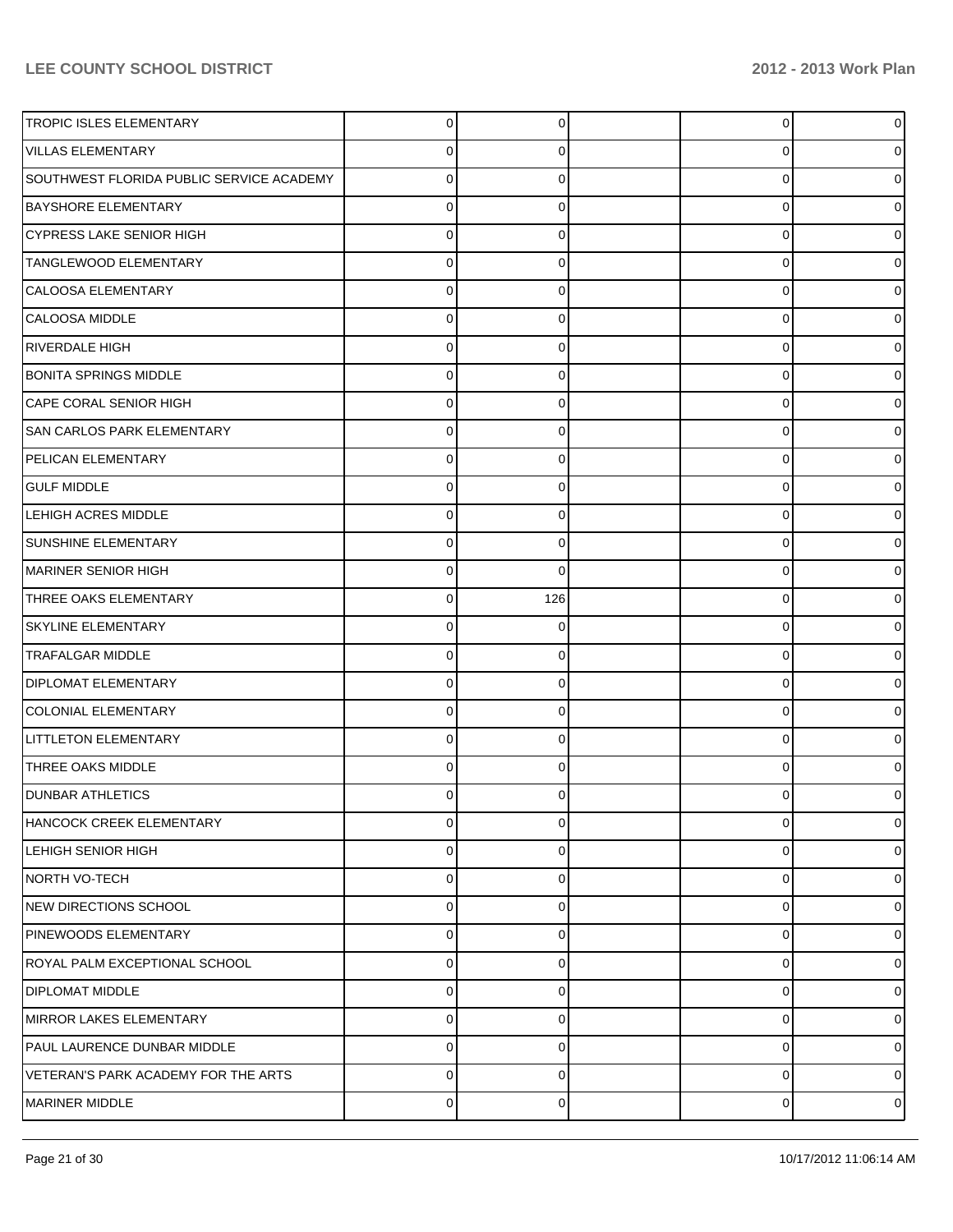| | | | | | |
|---|---|---|---|---|---|
| TROPIC ISLES ELEMENTARY | 0 | 0 | | 0 | 0 |
| VILLAS ELEMENTARY | 0 | 0 | | 0 | 0 |
| SOUTHWEST FLORIDA PUBLIC SERVICE ACADEMY | 0 | 0 | | 0 | 0 |
| BAYSHORE ELEMENTARY | 0 | 0 | | 0 | 0 |
| CYPRESS LAKE SENIOR HIGH | 0 | 0 | | 0 | 0 |
| TANGLEWOOD ELEMENTARY | 0 | 0 | | 0 | 0 |
| CALOOSA ELEMENTARY | 0 | 0 | | 0 | 0 |
| CALOOSA MIDDLE | 0 | 0 | | 0 | 0 |
| RIVERDALE HIGH | 0 | 0 | | 0 | 0 |
| BONITA SPRINGS MIDDLE | 0 | 0 | | 0 | 0 |
| CAPE CORAL SENIOR HIGH | 0 | 0 | | 0 | 0 |
| SAN CARLOS PARK ELEMENTARY | 0 | 0 | | 0 | 0 |
| PELICAN ELEMENTARY | 0 | 0 | | 0 | 0 |
| GULF MIDDLE | 0 | 0 | | 0 | 0 |
| LEHIGH ACRES MIDDLE | 0 | 0 | | 0 | 0 |
| SUNSHINE ELEMENTARY | 0 | 0 | | 0 | 0 |
| MARINER SENIOR HIGH | 0 | 0 | | 0 | 0 |
| THREE OAKS ELEMENTARY | 0 | 126 | | 0 | 0 |
| SKYLINE ELEMENTARY | 0 | 0 | | 0 | 0 |
| TRAFALGAR MIDDLE | 0 | 0 | | 0 | 0 |
| DIPLOMAT ELEMENTARY | 0 | 0 | | 0 | 0 |
| COLONIAL ELEMENTARY | 0 | 0 | | 0 | 0 |
| LITTLETON ELEMENTARY | 0 | 0 | | 0 | 0 |
| THREE OAKS MIDDLE | 0 | 0 | | 0 | 0 |
| DUNBAR ATHLETICS | 0 | 0 | | 0 | 0 |
| HANCOCK CREEK ELEMENTARY | 0 | 0 | | 0 | 0 |
| LEHIGH SENIOR HIGH | 0 | 0 | | 0 | 0 |
| NORTH VO-TECH | 0 | 0 | | 0 | 0 |
| NEW DIRECTIONS SCHOOL | 0 | 0 | | 0 | 0 |
| PINEWOODS ELEMENTARY | 0 | 0 | | 0 | 0 |
| ROYAL PALM EXCEPTIONAL SCHOOL | 0 | 0 | | 0 | 0 |
| DIPLOMAT MIDDLE | 0 | 0 | | 0 | 0 |
| MIRROR LAKES ELEMENTARY | 0 | 0 | | 0 | 0 |
| PAUL LAURENCE DUNBAR MIDDLE | 0 | 0 | | 0 | 0 |
| VETERAN'S PARK ACADEMY FOR THE ARTS | 0 | 0 | | 0 | 0 |
| MARINER MIDDLE | 0 | 0 | | 0 | 0 |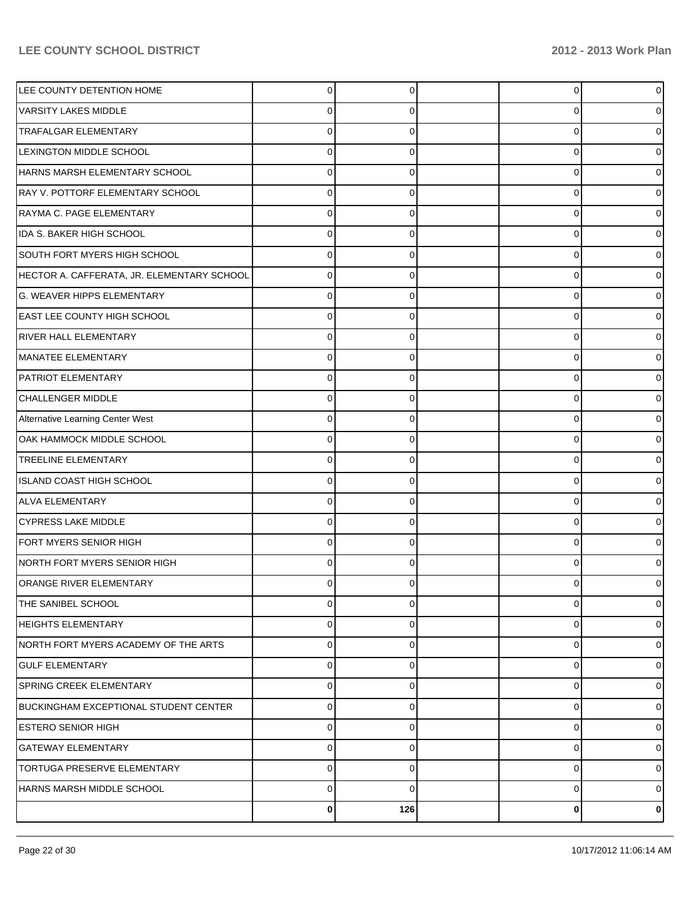| | | | | | |
|---|---|---|---|---|---|
| LEE COUNTY DETENTION HOME | 0 | 0 | | 0 | 0 |
| VARSITY LAKES MIDDLE | 0 | 0 | | 0 | 0 |
| TRAFALGAR ELEMENTARY | 0 | 0 | | 0 | 0 |
| LEXINGTON MIDDLE SCHOOL | 0 | 0 | | 0 | 0 |
| HARNS MARSH ELEMENTARY SCHOOL | 0 | 0 | | 0 | 0 |
| RAY V. POTTORF ELEMENTARY SCHOOL | 0 | 0 | | 0 | 0 |
| RAYMA C. PAGE ELEMENTARY | 0 | 0 | | 0 | 0 |
| IDA S. BAKER HIGH SCHOOL | 0 | 0 | | 0 | 0 |
| SOUTH FORT MYERS HIGH SCHOOL | 0 | 0 | | 0 | 0 |
| HECTOR A. CAFFERATA, JR. ELEMENTARY SCHOOL | 0 | 0 | | 0 | 0 |
| G. WEAVER HIPPS ELEMENTARY | 0 | 0 | | 0 | 0 |
| EAST LEE COUNTY HIGH SCHOOL | 0 | 0 | | 0 | 0 |
| RIVER HALL ELEMENTARY | 0 | 0 | | 0 | 0 |
| MANATEE ELEMENTARY | 0 | 0 | | 0 | 0 |
| PATRIOT ELEMENTARY | 0 | 0 | | 0 | 0 |
| CHALLENGER MIDDLE | 0 | 0 | | 0 | 0 |
| Alternative Learning Center West | 0 | 0 | | 0 | 0 |
| OAK HAMMOCK MIDDLE SCHOOL | 0 | 0 | | 0 | 0 |
| TREELINE ELEMENTARY | 0 | 0 | | 0 | 0 |
| ISLAND COAST HIGH SCHOOL | 0 | 0 | | 0 | 0 |
| ALVA ELEMENTARY | 0 | 0 | | 0 | 0 |
| CYPRESS LAKE MIDDLE | 0 | 0 | | 0 | 0 |
| FORT MYERS SENIOR HIGH | 0 | 0 | | 0 | 0 |
| NORTH FORT MYERS SENIOR HIGH | 0 | 0 | | 0 | 0 |
| ORANGE RIVER ELEMENTARY | 0 | 0 | | 0 | 0 |
| THE SANIBEL SCHOOL | 0 | 0 | | 0 | 0 |
| HEIGHTS ELEMENTARY | 0 | 0 | | 0 | 0 |
| NORTH FORT MYERS ACADEMY OF THE ARTS | 0 | 0 | | 0 | 0 |
| GULF ELEMENTARY | 0 | 0 | | 0 | 0 |
| SPRING CREEK ELEMENTARY | 0 | 0 | | 0 | 0 |
| BUCKINGHAM EXCEPTIONAL STUDENT CENTER | 0 | 0 | | 0 | 0 |
| ESTERO SENIOR HIGH | 0 | 0 | | 0 | 0 |
| GATEWAY ELEMENTARY | 0 | 0 | | 0 | 0 |
| TORTUGA PRESERVE ELEMENTARY | 0 | 0 | | 0 | 0 |
| HARNS MARSH MIDDLE SCHOOL | 0 | 0 | | 0 | 0 |
| | **0** | **126** | | **0** | **0** |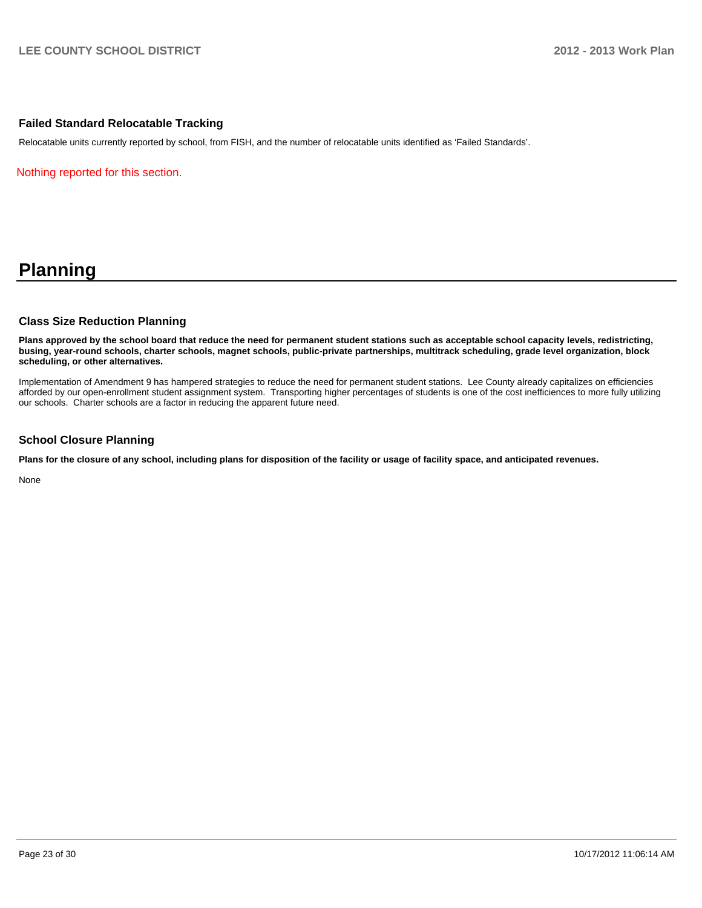### Failed Standard Relocatable Tracking

Relocatable units currently reported by school, from FISH, and the number of relocatable units identified as 'Failed Standards'.

Nothing reported for this section.

# Planning

### Class Size Reduction Planning

**Plans approved by the school board that reduce the need for permanent student stations such as acceptable school capacity levels, redistricting, busing, year-round schools, charter schools, magnet schools, public-private partnerships, multitrack scheduling, grade level organization, block scheduling, or other alternatives.**

Implementation of Amendment 9 has hampered strategies to reduce the need for permanent student stations. Lee County already capitalizes on efficiencies afforded by our open-enrollment student assignment system. Transporting higher percentages of students is one of the cost inefficiences to more fully utilizing our schools. Charter schools are a factor in reducing the apparent future need.

### School Closure Planning

**Plans for the closure of any school, including plans for disposition of the facility or usage of facility space, and anticipated revenues.**

None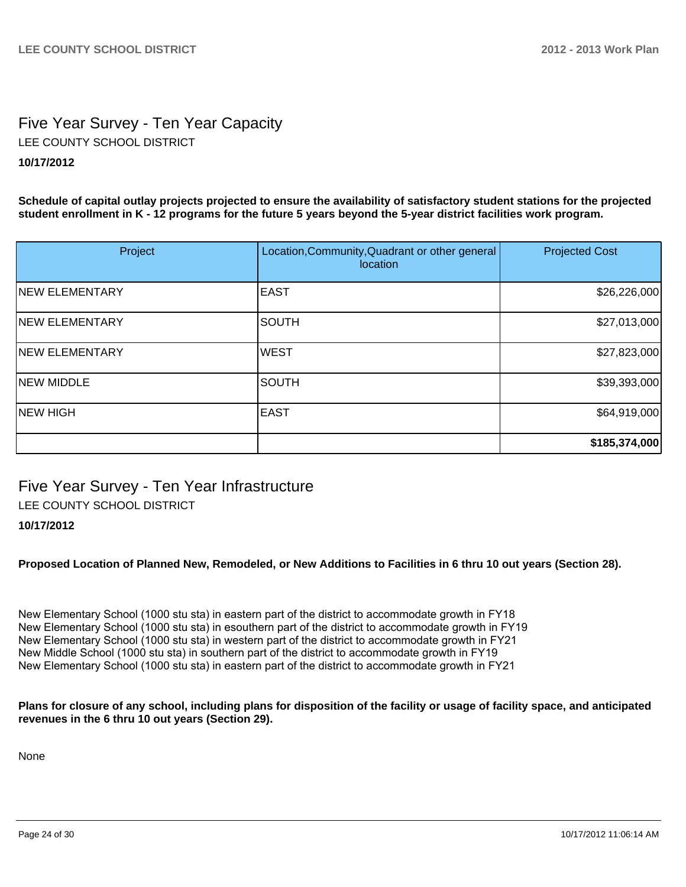## Five Year Survey - Ten Year Capacity

LEE COUNTY SCHOOL DISTRICT

**10/17/2012**

**Schedule of capital outlay projects projected to ensure the availability of satisfactory student stations for the projected student enrollment in K - 12 programs for the future 5 years beyond the 5-year district facilities work program.**

| Project | Location,Community,Quadrant or other general location | Projected Cost |
|---|---|---|
| NEW ELEMENTARY | EAST | $26,226,000 |
| NEW ELEMENTARY | SOUTH | $27,013,000 |
| NEW ELEMENTARY | WEST | $27,823,000 |
| NEW MIDDLE | SOUTH | $39,393,000 |
| NEW HIGH | EAST | $64,919,000 |
| | | **$185,374,000** |

## Five Year Survey - Ten Year Infrastructure

LEE COUNTY SCHOOL DISTRICT

**10/17/2012**

**Proposed Location of Planned New, Remodeled, or New Additions to Facilities in 6 thru 10 out years (Section 28).**

New Elementary School (1000 stu sta) in eastern part of the district to accommodate growth in FY18
New Elementary School (1000 stu sta) in esouthern part of the district to accommodate growth in FY19
New Elementary School (1000 stu sta) in western part of the district to accommodate growth in FY21
New Middle School (1000 stu sta) in southern part of the district to accommodate growth in FY19
New Elementary School (1000 stu sta) in eastern part of the district to accommodate growth in FY21

**Plans for closure of any school, including plans for disposition of the facility or usage of facility space, and anticipated revenues in the 6 thru 10 out years (Section 29).**

None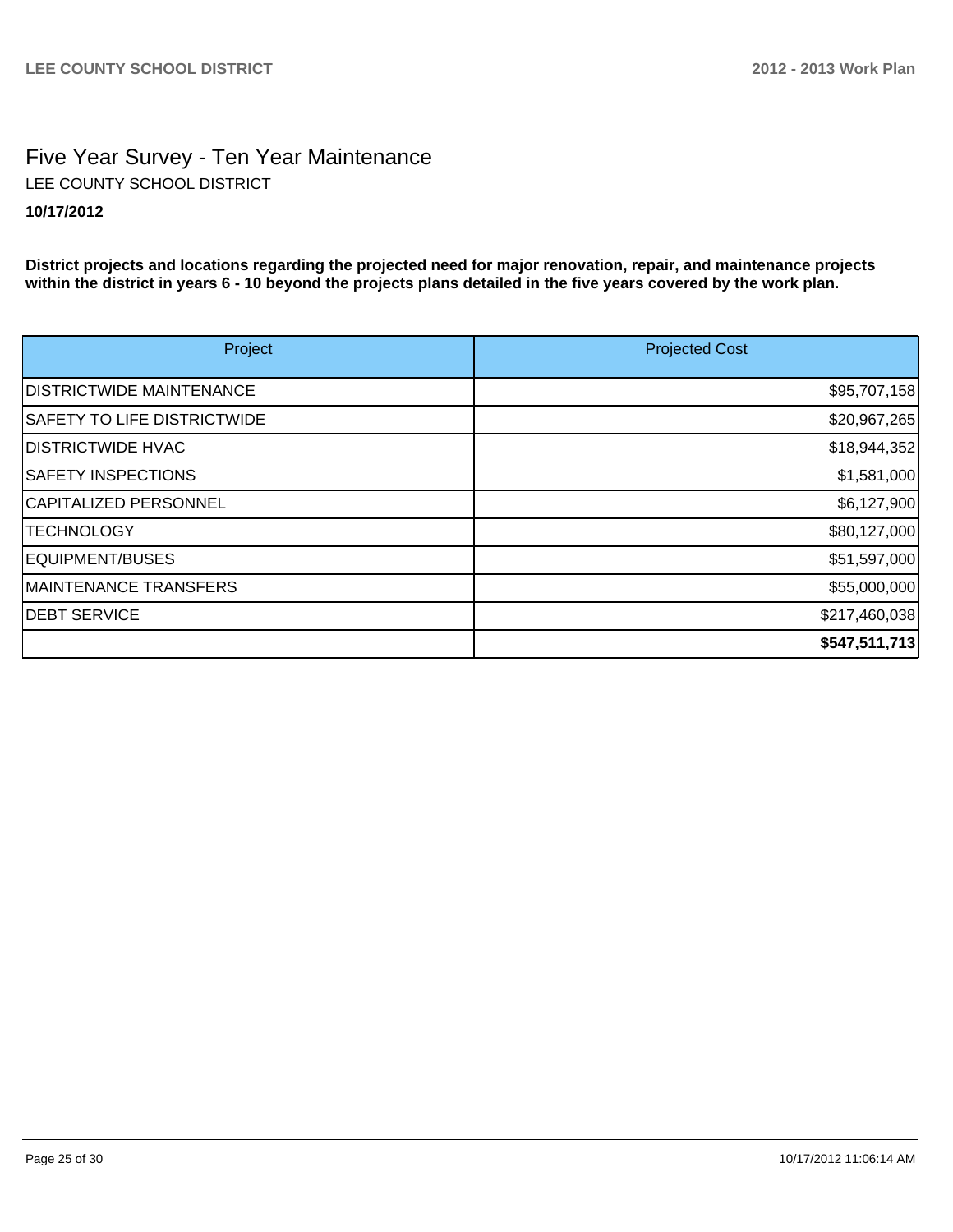# Five Year Survey - Ten Year Maintenance

LEE COUNTY SCHOOL DISTRICT

**10/17/2012**

**District projects and locations regarding the projected need for major renovation, repair, and maintenance projects within the district in years 6 - 10 beyond the projects plans detailed in the five years covered by the work plan.**

| Project | Projected Cost |
|---|---:|
| DISTRICTWIDE MAINTENANCE | $95,707,158 |
| SAFETY TO LIFE DISTRICTWIDE | $20,967,265 |
| DISTRICTWIDE HVAC | $18,944,352 |
| SAFETY INSPECTIONS | $1,581,000 |
| CAPITALIZED PERSONNEL | $6,127,900 |
| TECHNOLOGY | $80,127,000 |
| EQUIPMENT/BUSES | $51,597,000 |
| MAINTENANCE TRANSFERS | $55,000,000 |
| DEBT SERVICE | $217,460,038 |
| | **$547,511,713** |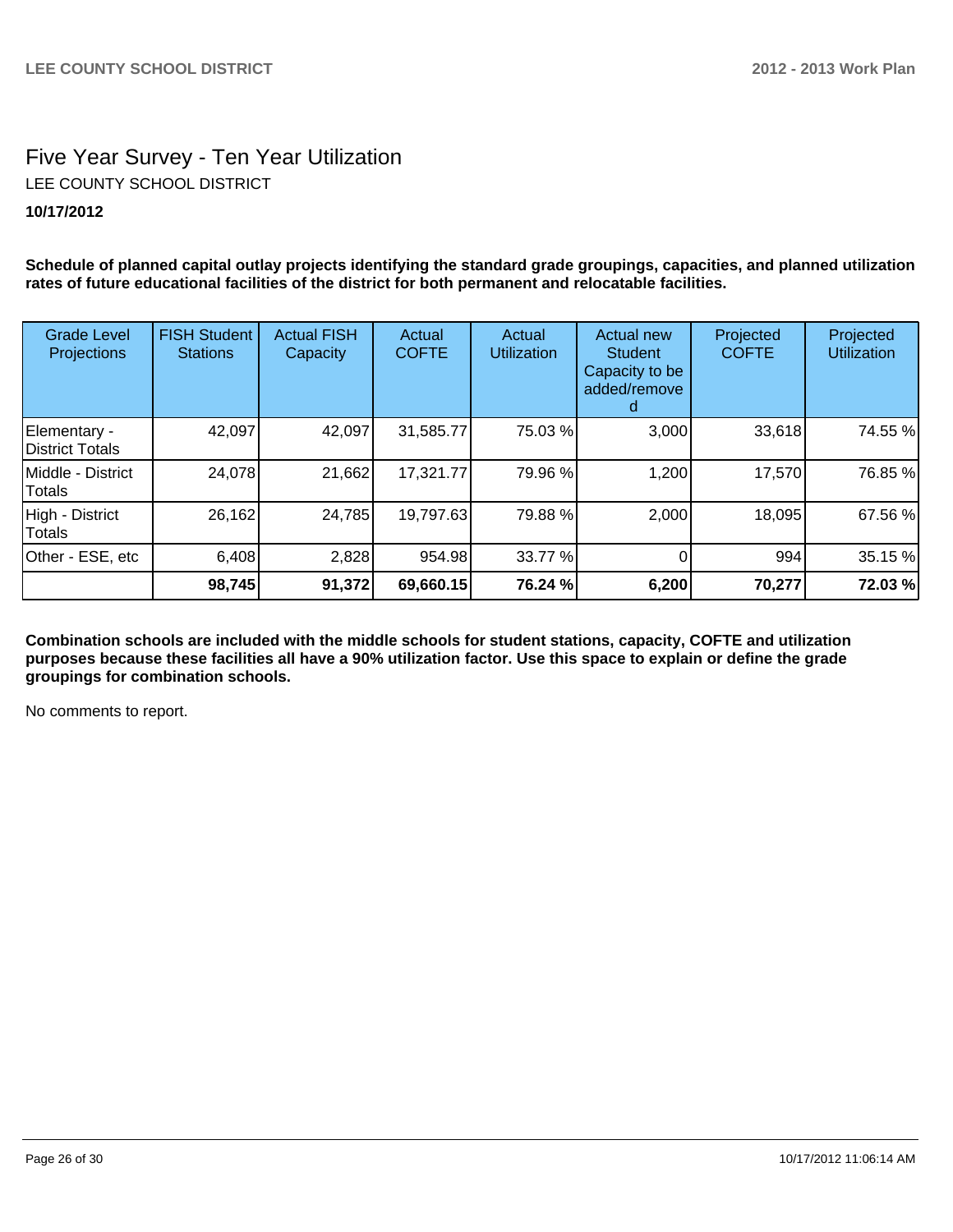# Five Year Survey - Ten Year Utilization

LEE COUNTY SCHOOL DISTRICT

**10/17/2012**

**Schedule of planned capital outlay projects identifying the standard grade groupings, capacities, and planned utilization rates of future educational facilities of the district for both permanent and relocatable facilities.**

| Grade Level Projections | FISH Student Stations | Actual FISH Capacity | Actual COFTE | Actual Utilization | Actual new Student Capacity to be added/removed | Projected COFTE | Projected Utilization |
|---|---|---|---|---|---|---|---|
| Elementary - District Totals | 42,097 | 42,097 | 31,585.77 | 75.03 % | 3,000 | 33,618 | 74.55 % |
| Middle - District Totals | 24,078 | 21,662 | 17,321.77 | 79.96 % | 1,200 | 17,570 | 76.85 % |
| High - District Totals | 26,162 | 24,785 | 19,797.63 | 79.88 % | 2,000 | 18,095 | 67.56 % |
| Other - ESE, etc | 6,408 | 2,828 | 954.98 | 33.77 % | 0 | 994 | 35.15 % |
| | **98,745** | **91,372** | **69,660.15** | **76.24 %** | **6,200** | **70,277** | **72.03 %** |

**Combination schools are included with the middle schools for student stations, capacity, COFTE and utilization purposes because these facilities all have a 90% utilization factor. Use this space to explain or define the grade groupings for combination schools.**

No comments to report.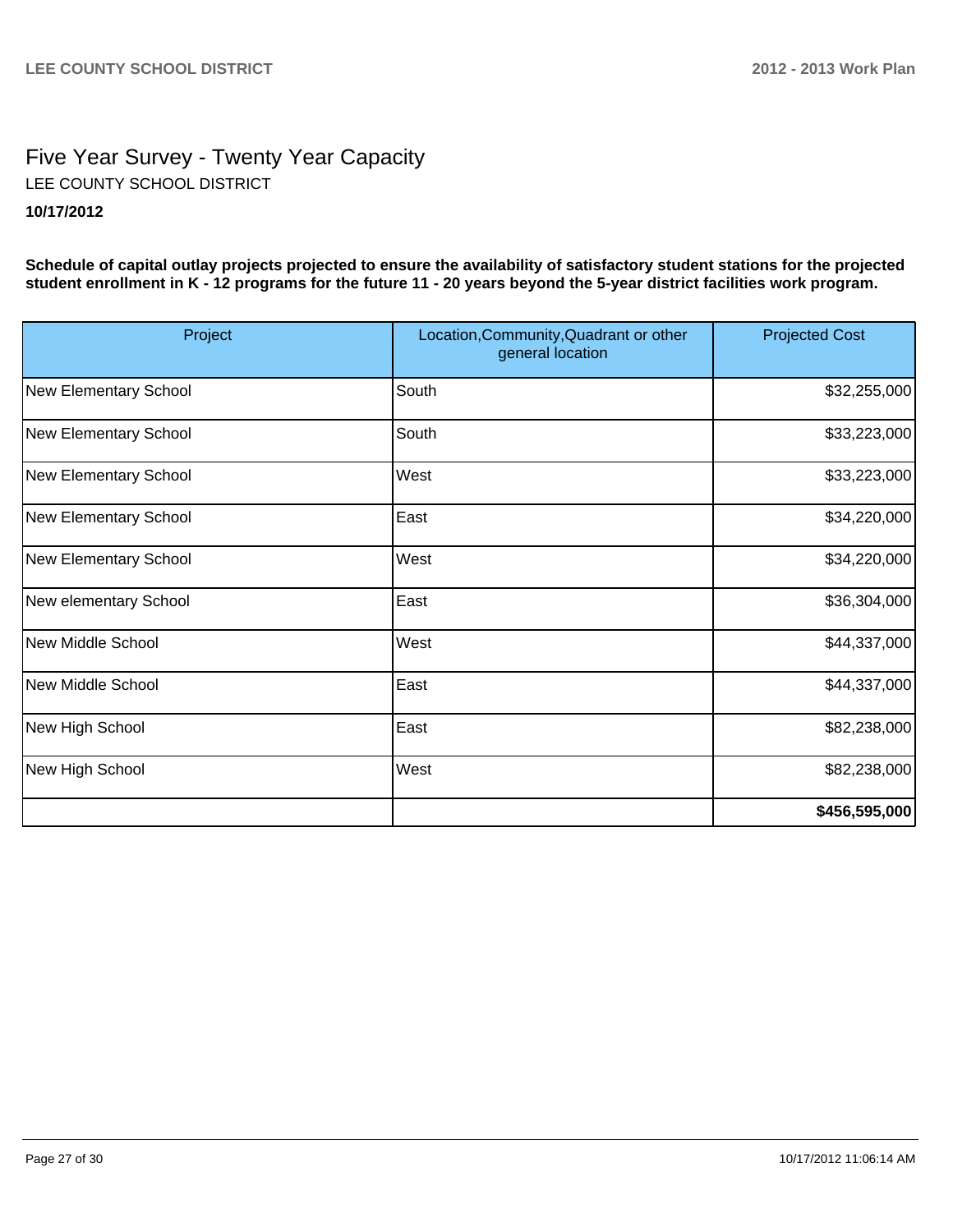# Five Year Survey - Twenty Year Capacity

LEE COUNTY SCHOOL DISTRICT

**10/17/2012**

**Schedule of capital outlay projects projected to ensure the availability of satisfactory student stations for the projected student enrollment in K - 12 programs for the future 11 - 20 years beyond the 5-year district facilities work program.**

| Project | Location,Community,Quadrant or other general location | Projected Cost |
| --- | --- | --- |
| New Elementary School | South | $32,255,000 |
| New Elementary School | South | $33,223,000 |
| New Elementary School | West | $33,223,000 |
| New Elementary School | East | $34,220,000 |
| New Elementary School | West | $34,220,000 |
| New elementary School | East | $36,304,000 |
| New Middle School | West | $44,337,000 |
| New Middle School | East | $44,337,000 |
| New High School | East | $82,238,000 |
| New High School | West | $82,238,000 |
| | | **$456,595,000** |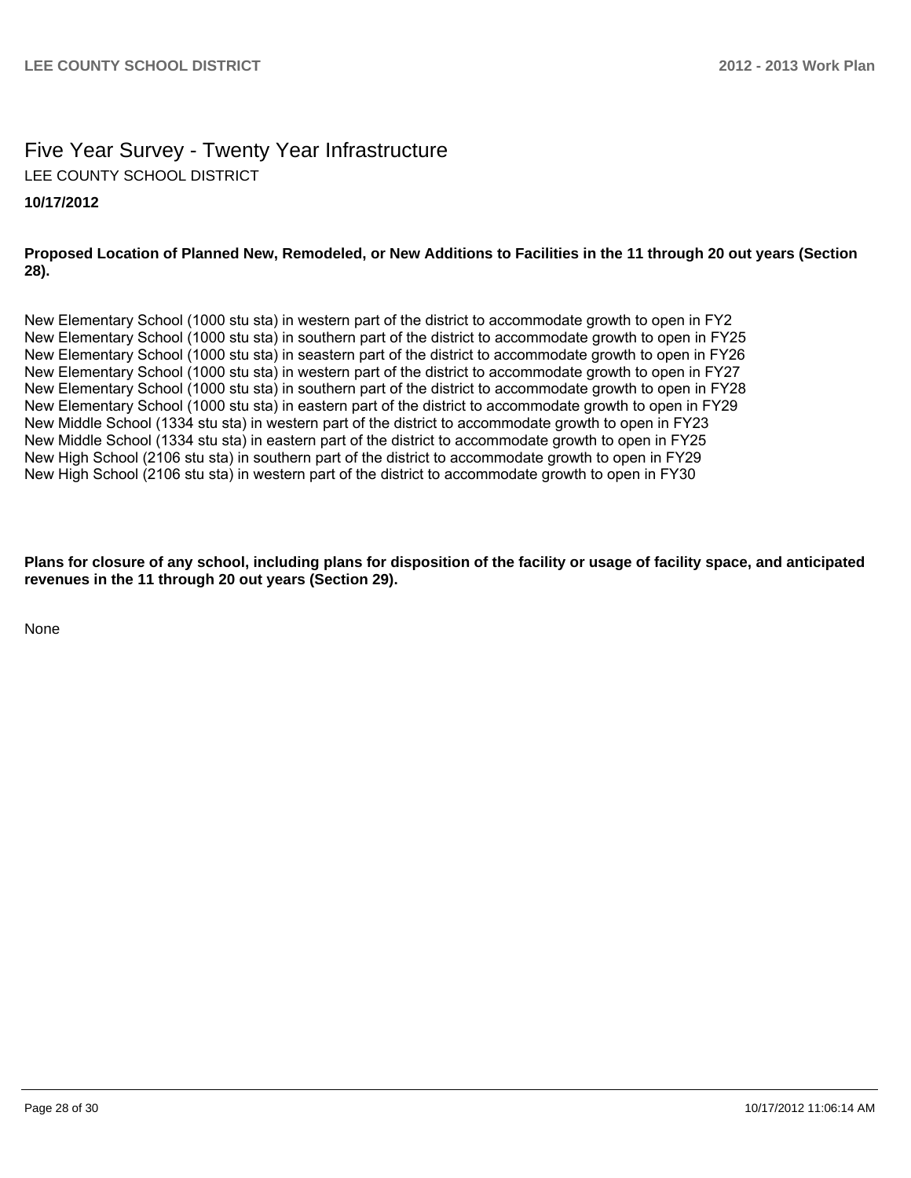# Five Year Survey - Twenty Year Infrastructure

LEE COUNTY SCHOOL DISTRICT

**10/17/2012**

**Proposed Location of Planned New, Remodeled, or New Additions to Facilities in the 11 through 20 out years (Section 28).**

New Elementary School (1000 stu sta) in western part of the district to accommodate growth to open in FY2
New Elementary School (1000 stu sta) in southern part of the district to accommodate growth to open in FY25
New Elementary School (1000 stu sta) in seastern part of the district to accommodate growth to open in FY26
New Elementary School (1000 stu sta) in western part of the district to accommodate growth to open in FY27
New Elementary School (1000 stu sta) in southern part of the district to accommodate growth to open in FY28
New Elementary School (1000 stu sta) in eastern part of the district to accommodate growth to open in FY29
New Middle School (1334 stu sta) in western part of the district to accommodate growth to open in FY23
New Middle School (1334 stu sta) in eastern part of the district to accommodate growth to open in FY25
New High School (2106 stu sta) in southern part of the district to accommodate growth to open in FY29
New High School (2106 stu sta) in western part of the district to accommodate growth to open in FY30

**Plans for closure of any school, including plans for disposition of the facility or usage of facility space, and anticipated revenues in the 11 through 20 out years (Section 29).**

None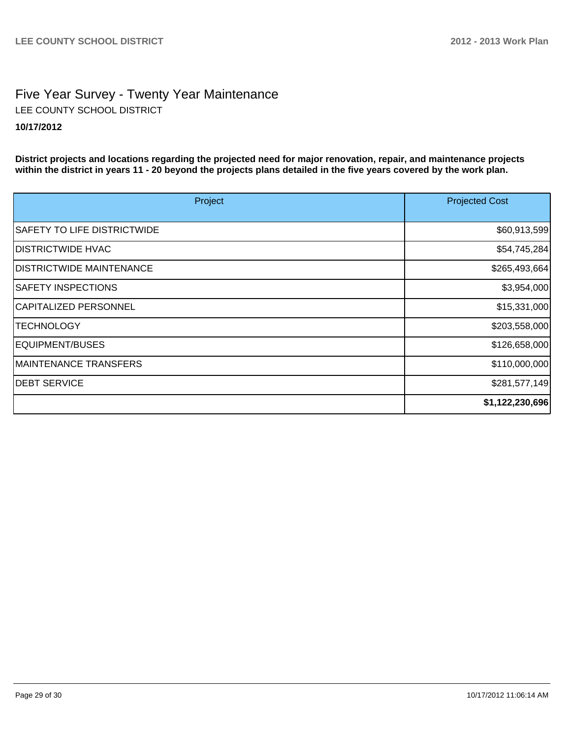# Five Year Survey - Twenty Year Maintenance

LEE COUNTY SCHOOL DISTRICT

**10/17/2012**

**District projects and locations regarding the projected need for major renovation, repair, and maintenance projects within the district in years 11 - 20 beyond the projects plans detailed in the five years covered by the work plan.**

| Project | Projected Cost |
|---|---|
| SAFETY TO LIFE DISTRICTWIDE | $60,913,599 |
| DISTRICTWIDE HVAC | $54,745,284 |
| DISTRICTWIDE MAINTENANCE | $265,493,664 |
| SAFETY INSPECTIONS | $3,954,000 |
| CAPITALIZED PERSONNEL | $15,331,000 |
| TECHNOLOGY | $203,558,000 |
| EQUIPMENT/BUSES | $126,658,000 |
| MAINTENANCE TRANSFERS | $110,000,000 |
| DEBT SERVICE | $281,577,149 |
| | **$1,122,230,696** |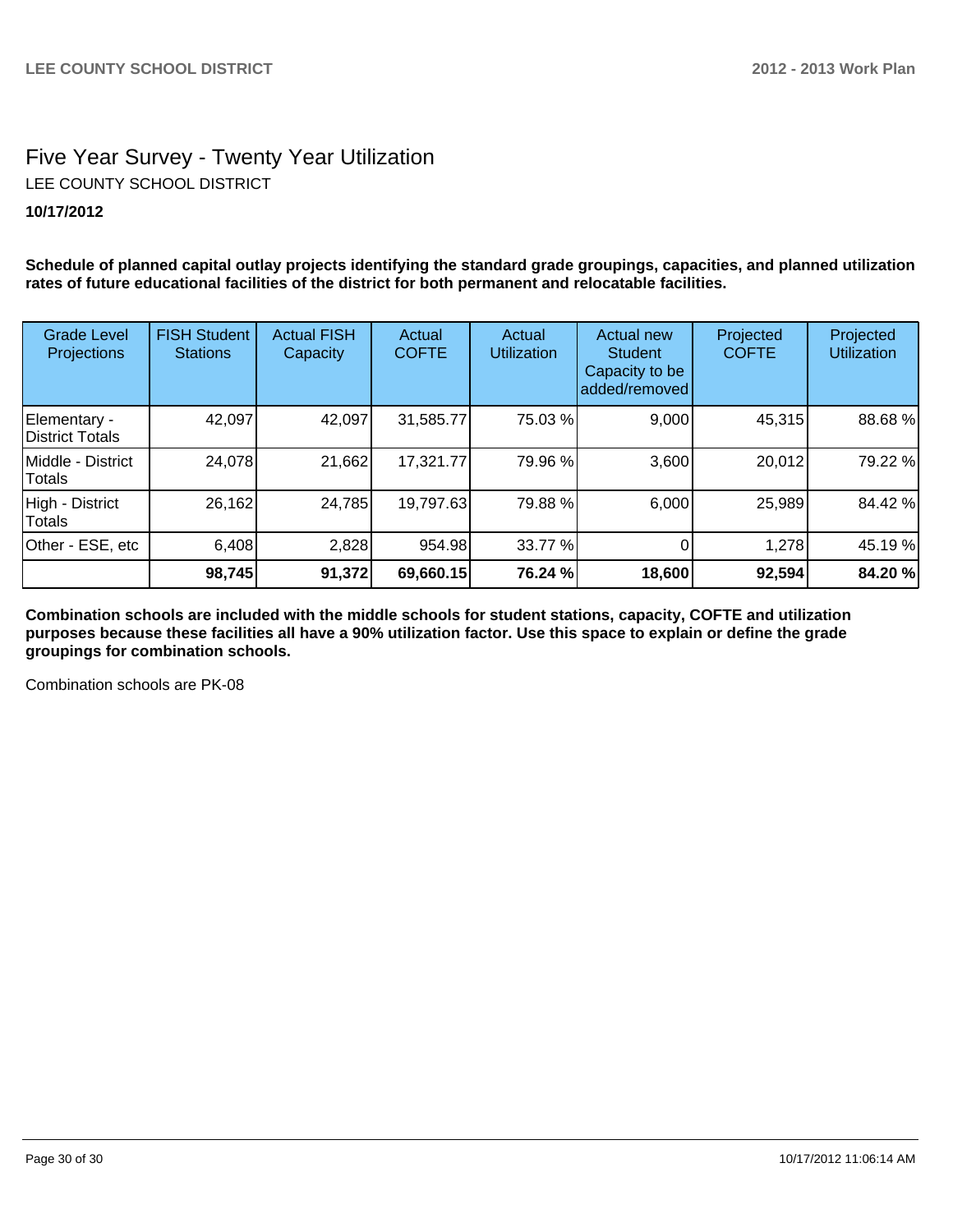# Five Year Survey - Twenty Year Utilization

LEE COUNTY SCHOOL DISTRICT

**10/17/2012**

**Schedule of planned capital outlay projects identifying the standard grade groupings, capacities, and planned utilization rates of future educational facilities of the district for both permanent and relocatable facilities.**

| Grade Level Projections | FISH Student Stations | Actual FISH Capacity | Actual COFTE | Actual Utilization | Actual new Student Capacity to be added/removed | Projected COFTE | Projected Utilization |
|---|---|---|---|---|---|---|---|
| Elementary - District Totals | 42,097 | 42,097 | 31,585.77 | 75.03 % | 9,000 | 45,315 | 88.68 % |
| Middle - District Totals | 24,078 | 21,662 | 17,321.77 | 79.96 % | 3,600 | 20,012 | 79.22 % |
| High - District Totals | 26,162 | 24,785 | 19,797.63 | 79.88 % | 6,000 | 25,989 | 84.42 % |
| Other - ESE, etc | 6,408 | 2,828 | 954.98 | 33.77 % | 0 | 1,278 | 45.19 % |
| | **98,745** | **91,372** | **69,660.15** | **76.24 %** | **18,600** | **92,594** | **84.20 %** |

**Combination schools are included with the middle schools for student stations, capacity, COFTE and utilization purposes because these facilities all have a 90% utilization factor. Use this space to explain or define the grade groupings for combination schools.**

Combination schools are PK-08